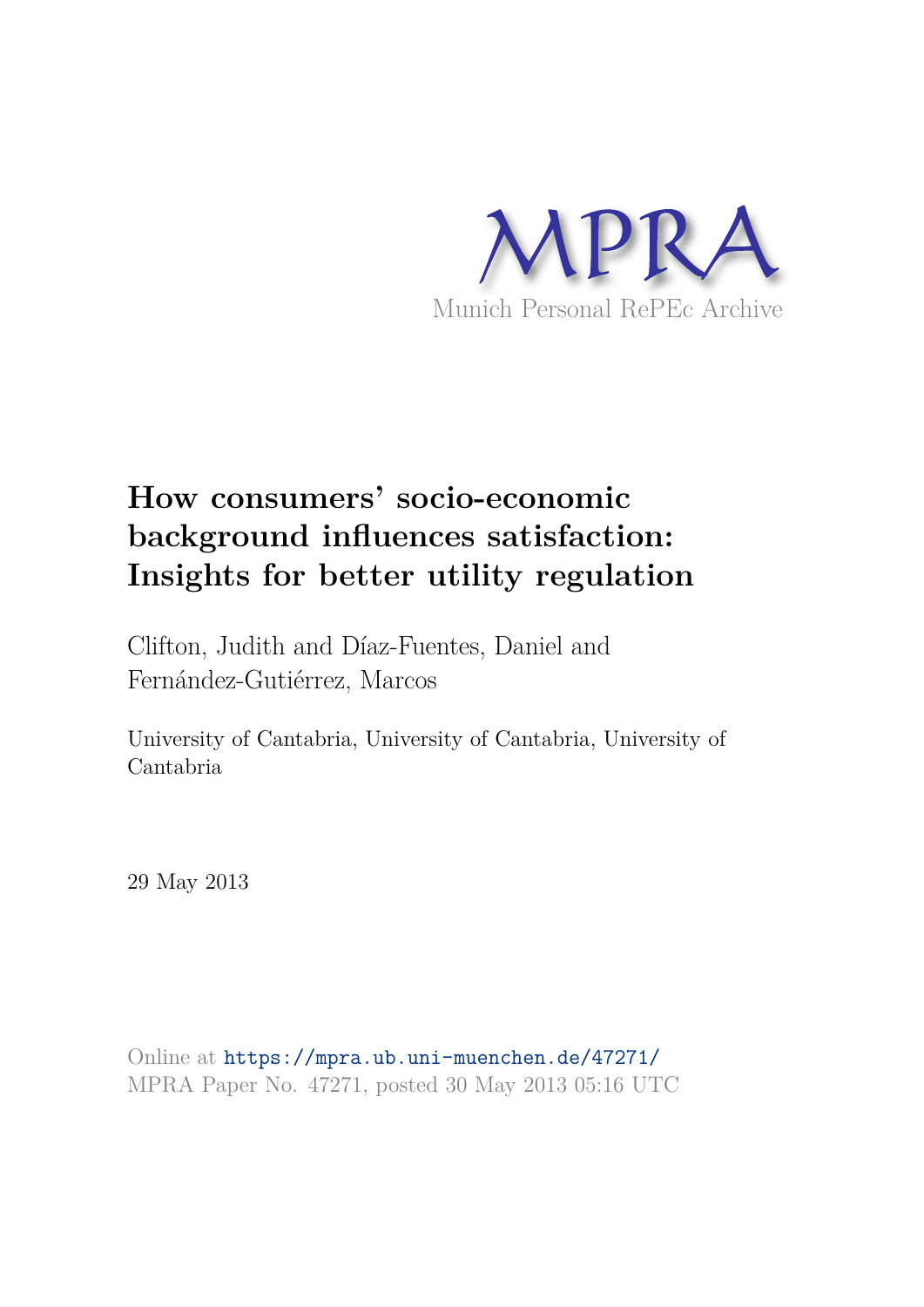MPRA

Munich Personal RePEc Archive

# How consumers' socio-economic background influences satisfaction: Insights for better utility regulation

Clifton, Judith and Díaz-Fuentes, Daniel and Fernández-Gutiérrez, Marcos

University of Cantabria, University of Cantabria, University of Cantabria

29 May 2013

Online at https://mpra.ub.uni-muenchen.de/47271/
MPRA Paper No. 47271, posted 30 May 2013 05:16 UTC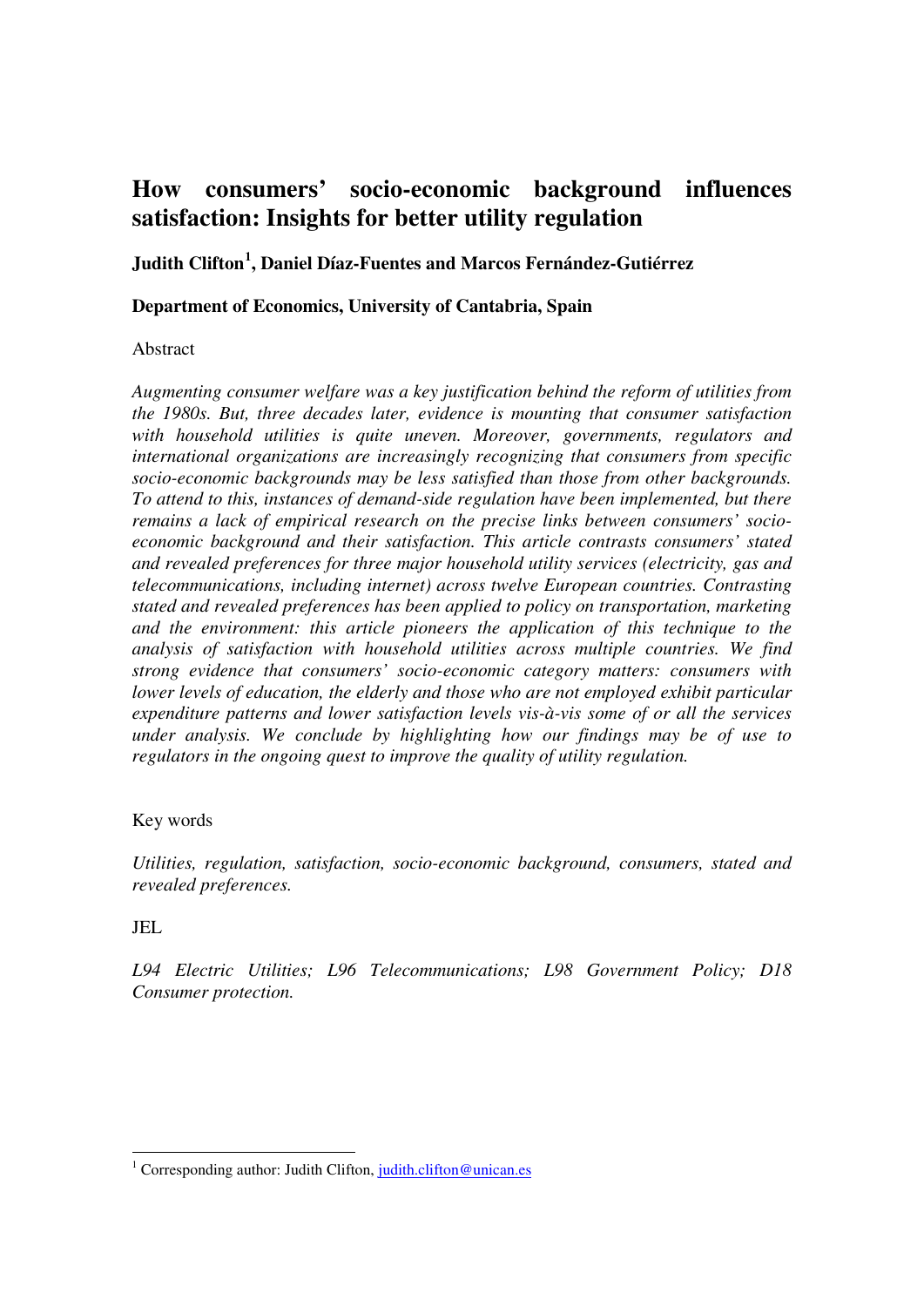# How consumers' socio-economic background influences satisfaction: Insights for better utility regulation

**Judith Clifton[1], Daniel Díaz-Fuentes and Marcos Fernández-Gutiérrez**

**Department of Economics, University of Cantabria, Spain**

Abstract

*Augmenting consumer welfare was a key justification behind the reform of utilities from the 1980s. But, three decades later, evidence is mounting that consumer satisfaction with household utilities is quite uneven. Moreover, governments, regulators and international organizations are increasingly recognizing that consumers from specific socio-economic backgrounds may be less satisfied than those from other backgrounds. To attend to this, instances of demand-side regulation have been implemented, but there remains a lack of empirical research on the precise links between consumers' socio-economic background and their satisfaction. This article contrasts consumers' stated and revealed preferences for three major household utility services (electricity, gas and telecommunications, including internet) across twelve European countries. Contrasting stated and revealed preferences has been applied to policy on transportation, marketing and the environment: this article pioneers the application of this technique to the analysis of satisfaction with household utilities across multiple countries. We find strong evidence that consumers' socio-economic category matters: consumers with lower levels of education, the elderly and those who are not employed exhibit particular expenditure patterns and lower satisfaction levels vis-à-vis some of or all the services under analysis. We conclude by highlighting how our findings may be of use to regulators in the ongoing quest to improve the quality of utility regulation.*

Key words

*Utilities, regulation, satisfaction, socio-economic background, consumers, stated and revealed preferences.*

JEL

*L94 Electric Utilities; L96 Telecommunications; L98 Government Policy; D18 Consumer protection.*

[1] Corresponding author: Judith Clifton, judith.clifton@unican.es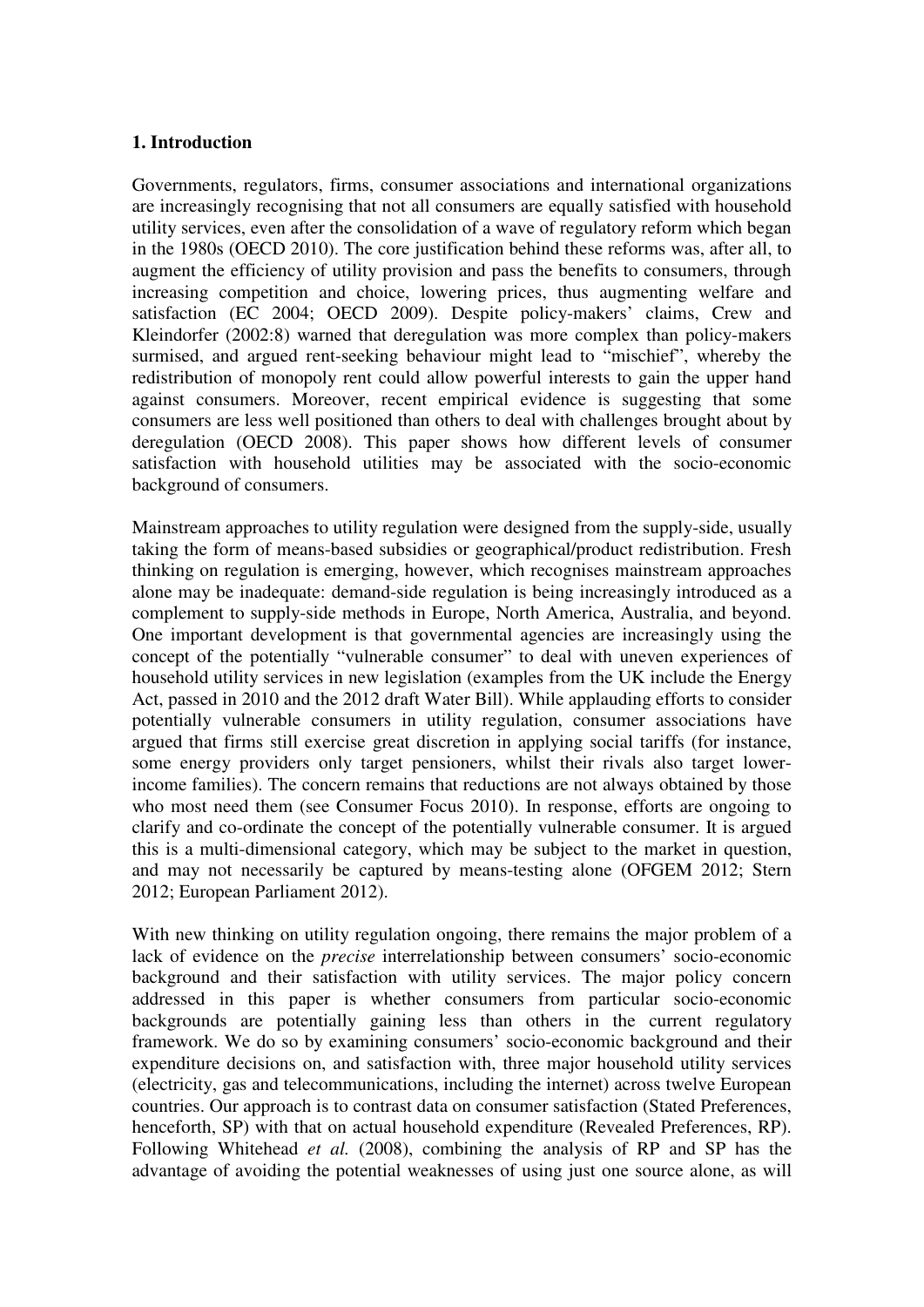## 1. Introduction

Governments, regulators, firms, consumer associations and international organizations are increasingly recognising that not all consumers are equally satisfied with household utility services, even after the consolidation of a wave of regulatory reform which began in the 1980s (OECD 2010). The core justification behind these reforms was, after all, to augment the efficiency of utility provision and pass the benefits to consumers, through increasing competition and choice, lowering prices, thus augmenting welfare and satisfaction (EC 2004; OECD 2009). Despite policy-makers' claims, Crew and Kleindorfer (2002:8) warned that deregulation was more complex than policy-makers surmised, and argued rent-seeking behaviour might lead to "mischief", whereby the redistribution of monopoly rent could allow powerful interests to gain the upper hand against consumers. Moreover, recent empirical evidence is suggesting that some consumers are less well positioned than others to deal with challenges brought about by deregulation (OECD 2008). This paper shows how different levels of consumer satisfaction with household utilities may be associated with the socio-economic background of consumers.

Mainstream approaches to utility regulation were designed from the supply-side, usually taking the form of means-based subsidies or geographical/product redistribution. Fresh thinking on regulation is emerging, however, which recognises mainstream approaches alone may be inadequate: demand-side regulation is being increasingly introduced as a complement to supply-side methods in Europe, North America, Australia, and beyond. One important development is that governmental agencies are increasingly using the concept of the potentially "vulnerable consumer" to deal with uneven experiences of household utility services in new legislation (examples from the UK include the Energy Act, passed in 2010 and the 2012 draft Water Bill). While applauding efforts to consider potentially vulnerable consumers in utility regulation, consumer associations have argued that firms still exercise great discretion in applying social tariffs (for instance, some energy providers only target pensioners, whilst their rivals also target lower-income families). The concern remains that reductions are not always obtained by those who most need them (see Consumer Focus 2010). In response, efforts are ongoing to clarify and co-ordinate the concept of the potentially vulnerable consumer. It is argued this is a multi-dimensional category, which may be subject to the market in question, and may not necessarily be captured by means-testing alone (OFGEM 2012; Stern 2012; European Parliament 2012).

With new thinking on utility regulation ongoing, there remains the major problem of a lack of evidence on the *precise* interrelationship between consumers' socio-economic background and their satisfaction with utility services. The major policy concern addressed in this paper is whether consumers from particular socio-economic backgrounds are potentially gaining less than others in the current regulatory framework. We do so by examining consumers' socio-economic background and their expenditure decisions on, and satisfaction with, three major household utility services (electricity, gas and telecommunications, including the internet) across twelve European countries. Our approach is to contrast data on consumer satisfaction (Stated Preferences, henceforth, SP) with that on actual household expenditure (Revealed Preferences, RP). Following Whitehead *et al.* (2008), combining the analysis of RP and SP has the advantage of avoiding the potential weaknesses of using just one source alone, as will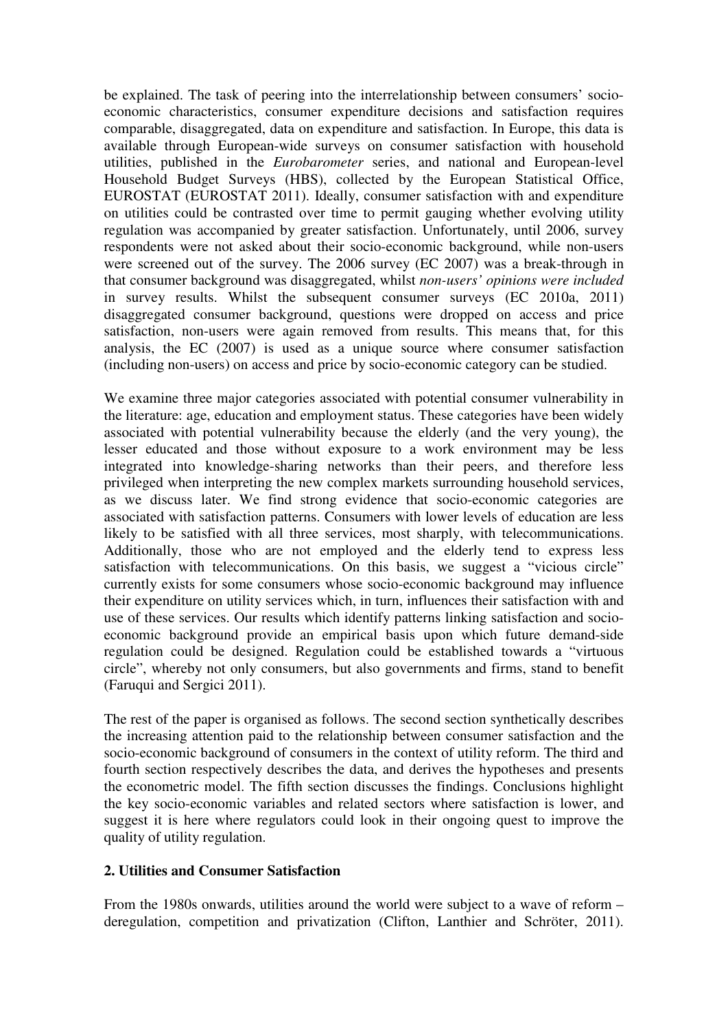be explained. The task of peering into the interrelationship between consumers' socio-economic characteristics, consumer expenditure decisions and satisfaction requires comparable, disaggregated, data on expenditure and satisfaction. In Europe, this data is available through European-wide surveys on consumer satisfaction with household utilities, published in the *Eurobarometer* series, and national and European-level Household Budget Surveys (HBS), collected by the European Statistical Office, EUROSTAT (EUROSTAT 2011). Ideally, consumer satisfaction with and expenditure on utilities could be contrasted over time to permit gauging whether evolving utility regulation was accompanied by greater satisfaction. Unfortunately, until 2006, survey respondents were not asked about their socio-economic background, while non-users were screened out of the survey. The 2006 survey (EC 2007) was a break-through in that consumer background was disaggregated, whilst *non-users' opinions were included* in survey results. Whilst the subsequent consumer surveys (EC 2010a, 2011) disaggregated consumer background, questions were dropped on access and price satisfaction, non-users were again removed from results. This means that, for this analysis, the EC (2007) is used as a unique source where consumer satisfaction (including non-users) on access and price by socio-economic category can be studied.

We examine three major categories associated with potential consumer vulnerability in the literature: age, education and employment status. These categories have been widely associated with potential vulnerability because the elderly (and the very young), the lesser educated and those without exposure to a work environment may be less integrated into knowledge-sharing networks than their peers, and therefore less privileged when interpreting the new complex markets surrounding household services, as we discuss later. We find strong evidence that socio-economic categories are associated with satisfaction patterns. Consumers with lower levels of education are less likely to be satisfied with all three services, most sharply, with telecommunications. Additionally, those who are not employed and the elderly tend to express less satisfaction with telecommunications. On this basis, we suggest a "vicious circle" currently exists for some consumers whose socio-economic background may influence their expenditure on utility services which, in turn, influences their satisfaction with and use of these services. Our results which identify patterns linking satisfaction and socio-economic background provide an empirical basis upon which future demand-side regulation could be designed. Regulation could be established towards a "virtuous circle", whereby not only consumers, but also governments and firms, stand to benefit (Faruqui and Sergici 2011).

The rest of the paper is organised as follows. The second section synthetically describes the increasing attention paid to the relationship between consumer satisfaction and the socio-economic background of consumers in the context of utility reform. The third and fourth section respectively describes the data, and derives the hypotheses and presents the econometric model. The fifth section discusses the findings. Conclusions highlight the key socio-economic variables and related sectors where satisfaction is lower, and suggest it is here where regulators could look in their ongoing quest to improve the quality of utility regulation.

## 2. Utilities and Consumer Satisfaction

From the 1980s onwards, utilities around the world were subject to a wave of reform – deregulation, competition and privatization (Clifton, Lanthier and Schröter, 2011).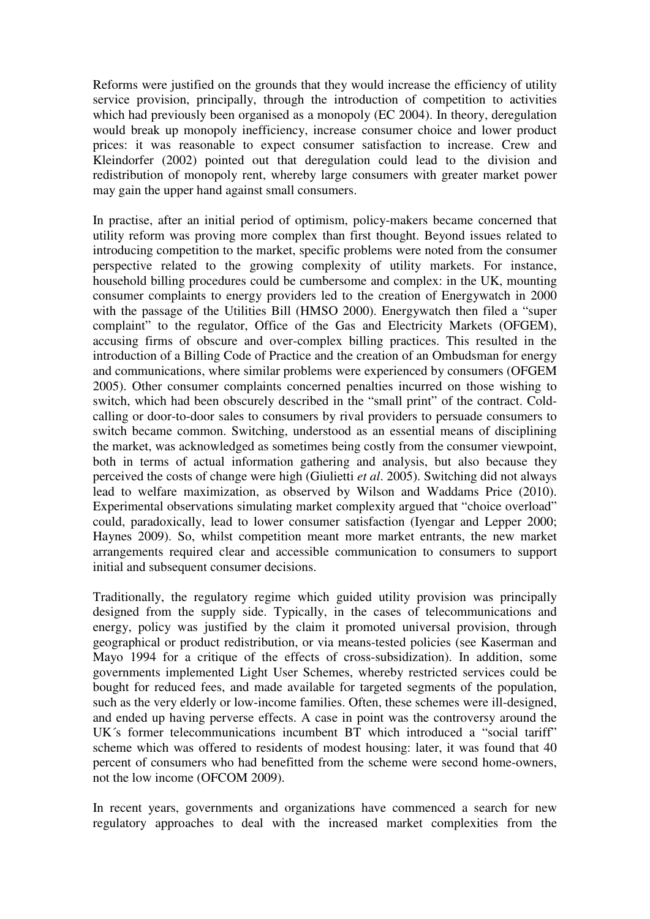Reforms were justified on the grounds that they would increase the efficiency of utility service provision, principally, through the introduction of competition to activities which had previously been organised as a monopoly (EC 2004). In theory, deregulation would break up monopoly inefficiency, increase consumer choice and lower product prices: it was reasonable to expect consumer satisfaction to increase. Crew and Kleindorfer (2002) pointed out that deregulation could lead to the division and redistribution of monopoly rent, whereby large consumers with greater market power may gain the upper hand against small consumers.

In practise, after an initial period of optimism, policy-makers became concerned that utility reform was proving more complex than first thought. Beyond issues related to introducing competition to the market, specific problems were noted from the consumer perspective related to the growing complexity of utility markets. For instance, household billing procedures could be cumbersome and complex: in the UK, mounting consumer complaints to energy providers led to the creation of Energywatch in 2000 with the passage of the Utilities Bill (HMSO 2000). Energywatch then filed a "super complaint" to the regulator, Office of the Gas and Electricity Markets (OFGEM), accusing firms of obscure and over-complex billing practices. This resulted in the introduction of a Billing Code of Practice and the creation of an Ombudsman for energy and communications, where similar problems were experienced by consumers (OFGEM 2005). Other consumer complaints concerned penalties incurred on those wishing to switch, which had been obscurely described in the "small print" of the contract. Cold-calling or door-to-door sales to consumers by rival providers to persuade consumers to switch became common. Switching, understood as an essential means of disciplining the market, was acknowledged as sometimes being costly from the consumer viewpoint, both in terms of actual information gathering and analysis, but also because they perceived the costs of change were high (Giulietti *et al*. 2005). Switching did not always lead to welfare maximization, as observed by Wilson and Waddams Price (2010). Experimental observations simulating market complexity argued that "choice overload" could, paradoxically, lead to lower consumer satisfaction (Iyengar and Lepper 2000; Haynes 2009). So, whilst competition meant more market entrants, the new market arrangements required clear and accessible communication to consumers to support initial and subsequent consumer decisions.

Traditionally, the regulatory regime which guided utility provision was principally designed from the supply side. Typically, in the cases of telecommunications and energy, policy was justified by the claim it promoted universal provision, through geographical or product redistribution, or via means-tested policies (see Kaserman and Mayo 1994 for a critique of the effects of cross-subsidization). In addition, some governments implemented Light User Schemes, whereby restricted services could be bought for reduced fees, and made available for targeted segments of the population, such as the very elderly or low-income families. Often, these schemes were ill-designed, and ended up having perverse effects. A case in point was the controversy around the UK´s former telecommunications incumbent BT which introduced a "social tariff" scheme which was offered to residents of modest housing: later, it was found that 40 percent of consumers who had benefitted from the scheme were second home-owners, not the low income (OFCOM 2009).

In recent years, governments and organizations have commenced a search for new regulatory approaches to deal with the increased market complexities from the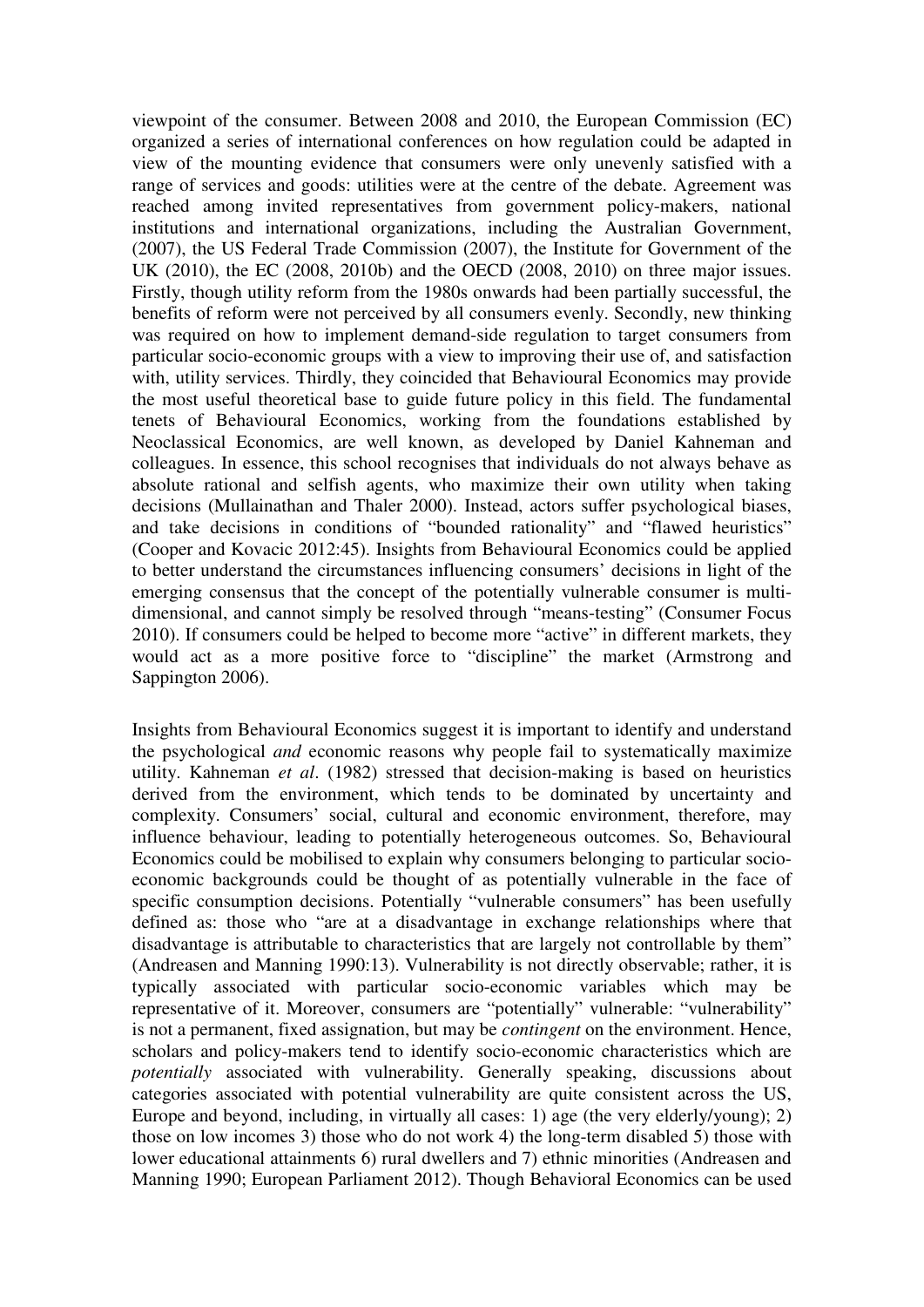viewpoint of the consumer. Between 2008 and 2010, the European Commission (EC) organized a series of international conferences on how regulation could be adapted in view of the mounting evidence that consumers were only unevenly satisfied with a range of services and goods: utilities were at the centre of the debate. Agreement was reached among invited representatives from government policy-makers, national institutions and international organizations, including the Australian Government, (2007), the US Federal Trade Commission (2007), the Institute for Government of the UK (2010), the EC (2008, 2010b) and the OECD (2008, 2010) on three major issues. Firstly, though utility reform from the 1980s onwards had been partially successful, the benefits of reform were not perceived by all consumers evenly. Secondly, new thinking was required on how to implement demand-side regulation to target consumers from particular socio-economic groups with a view to improving their use of, and satisfaction with, utility services. Thirdly, they coincided that Behavioural Economics may provide the most useful theoretical base to guide future policy in this field. The fundamental tenets of Behavioural Economics, working from the foundations established by Neoclassical Economics, are well known, as developed by Daniel Kahneman and colleagues. In essence, this school recognises that individuals do not always behave as absolute rational and selfish agents, who maximize their own utility when taking decisions (Mullainathan and Thaler 2000). Instead, actors suffer psychological biases, and take decisions in conditions of "bounded rationality" and "flawed heuristics" (Cooper and Kovacic 2012:45). Insights from Behavioural Economics could be applied to better understand the circumstances influencing consumers' decisions in light of the emerging consensus that the concept of the potentially vulnerable consumer is multi-dimensional, and cannot simply be resolved through "means-testing" (Consumer Focus 2010). If consumers could be helped to become more "active" in different markets, they would act as a more positive force to "discipline" the market (Armstrong and Sappington 2006).

Insights from Behavioural Economics suggest it is important to identify and understand the psychological *and* economic reasons why people fail to systematically maximize utility. Kahneman *et al*. (1982) stressed that decision-making is based on heuristics derived from the environment, which tends to be dominated by uncertainty and complexity. Consumers' social, cultural and economic environment, therefore, may influence behaviour, leading to potentially heterogeneous outcomes. So, Behavioural Economics could be mobilised to explain why consumers belonging to particular socio-economic backgrounds could be thought of as potentially vulnerable in the face of specific consumption decisions. Potentially "vulnerable consumers" has been usefully defined as: those who "are at a disadvantage in exchange relationships where that disadvantage is attributable to characteristics that are largely not controllable by them" (Andreasen and Manning 1990:13). Vulnerability is not directly observable; rather, it is typically associated with particular socio-economic variables which may be representative of it. Moreover, consumers are "potentially" vulnerable: "vulnerability" is not a permanent, fixed assignation, but may be *contingent* on the environment. Hence, scholars and policy-makers tend to identify socio-economic characteristics which are *potentially* associated with vulnerability. Generally speaking, discussions about categories associated with potential vulnerability are quite consistent across the US, Europe and beyond, including, in virtually all cases: 1) age (the very elderly/young); 2) those on low incomes 3) those who do not work 4) the long-term disabled 5) those with lower educational attainments 6) rural dwellers and 7) ethnic minorities (Andreasen and Manning 1990; European Parliament 2012). Though Behavioral Economics can be used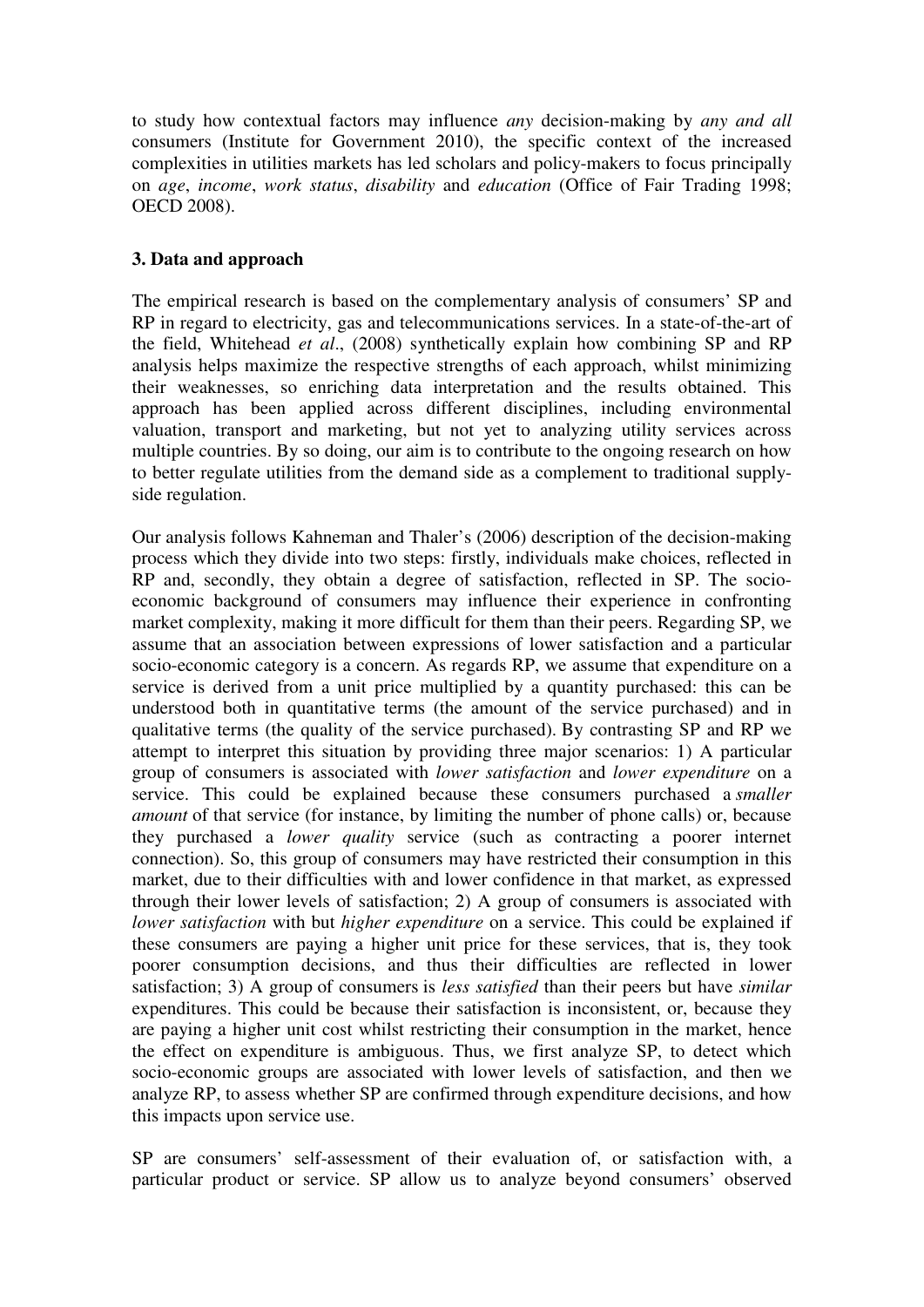to study how contextual factors may influence *any* decision-making by *any and all* consumers (Institute for Government 2010), the specific context of the increased complexities in utilities markets has led scholars and policy-makers to focus principally on *age*, *income*, *work status*, *disability* and *education* (Office of Fair Trading 1998; OECD 2008).

## 3. Data and approach

The empirical research is based on the complementary analysis of consumers' SP and RP in regard to electricity, gas and telecommunications services. In a state-of-the-art of the field, Whitehead *et al*., (2008) synthetically explain how combining SP and RP analysis helps maximize the respective strengths of each approach, whilst minimizing their weaknesses, so enriching data interpretation and the results obtained. This approach has been applied across different disciplines, including environmental valuation, transport and marketing, but not yet to analyzing utility services across multiple countries. By so doing, our aim is to contribute to the ongoing research on how to better regulate utilities from the demand side as a complement to traditional supply-side regulation.

Our analysis follows Kahneman and Thaler's (2006) description of the decision-making process which they divide into two steps: firstly, individuals make choices, reflected in RP and, secondly, they obtain a degree of satisfaction, reflected in SP. The socio-economic background of consumers may influence their experience in confronting market complexity, making it more difficult for them than their peers. Regarding SP, we assume that an association between expressions of lower satisfaction and a particular socio-economic category is a concern. As regards RP, we assume that expenditure on a service is derived from a unit price multiplied by a quantity purchased: this can be understood both in quantitative terms (the amount of the service purchased) and in qualitative terms (the quality of the service purchased). By contrasting SP and RP we attempt to interpret this situation by providing three major scenarios: 1) A particular group of consumers is associated with *lower satisfaction* and *lower expenditure* on a service. This could be explained because these consumers purchased a *smaller amount* of that service (for instance, by limiting the number of phone calls) or, because they purchased a *lower quality* service (such as contracting a poorer internet connection). So, this group of consumers may have restricted their consumption in this market, due to their difficulties with and lower confidence in that market, as expressed through their lower levels of satisfaction; 2) A group of consumers is associated with *lower satisfaction* with but *higher expenditure* on a service. This could be explained if these consumers are paying a higher unit price for these services, that is, they took poorer consumption decisions, and thus their difficulties are reflected in lower satisfaction; 3) A group of consumers is *less satisfied* than their peers but have *similar* expenditures. This could be because their satisfaction is inconsistent, or, because they are paying a higher unit cost whilst restricting their consumption in the market, hence the effect on expenditure is ambiguous. Thus, we first analyze SP, to detect which socio-economic groups are associated with lower levels of satisfaction, and then we analyze RP, to assess whether SP are confirmed through expenditure decisions, and how this impacts upon service use.

SP are consumers' self-assessment of their evaluation of, or satisfaction with, a particular product or service. SP allow us to analyze beyond consumers' observed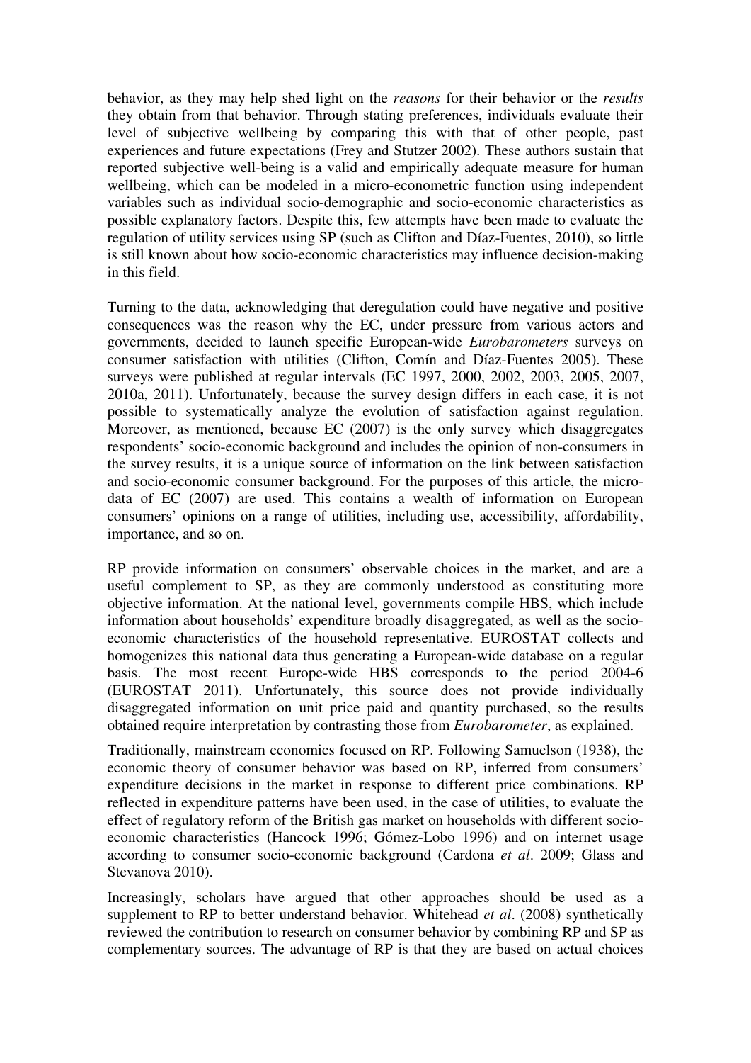behavior, as they may help shed light on the *reasons* for their behavior or the *results* they obtain from that behavior. Through stating preferences, individuals evaluate their level of subjective wellbeing by comparing this with that of other people, past experiences and future expectations (Frey and Stutzer 2002). These authors sustain that reported subjective well-being is a valid and empirically adequate measure for human wellbeing, which can be modeled in a micro-econometric function using independent variables such as individual socio-demographic and socio-economic characteristics as possible explanatory factors. Despite this, few attempts have been made to evaluate the regulation of utility services using SP (such as Clifton and Díaz-Fuentes, 2010), so little is still known about how socio-economic characteristics may influence decision-making in this field.

Turning to the data, acknowledging that deregulation could have negative and positive consequences was the reason why the EC, under pressure from various actors and governments, decided to launch specific European-wide *Eurobarometers* surveys on consumer satisfaction with utilities (Clifton, Comín and Díaz-Fuentes 2005). These surveys were published at regular intervals (EC 1997, 2000, 2002, 2003, 2005, 2007, 2010a, 2011). Unfortunately, because the survey design differs in each case, it is not possible to systematically analyze the evolution of satisfaction against regulation. Moreover, as mentioned, because EC (2007) is the only survey which disaggregates respondents' socio-economic background and includes the opinion of non-consumers in the survey results, it is a unique source of information on the link between satisfaction and socio-economic consumer background. For the purposes of this article, the micro-data of EC (2007) are used. This contains a wealth of information on European consumers' opinions on a range of utilities, including use, accessibility, affordability, importance, and so on.

RP provide information on consumers' observable choices in the market, and are a useful complement to SP, as they are commonly understood as constituting more objective information. At the national level, governments compile HBS, which include information about households' expenditure broadly disaggregated, as well as the socio-economic characteristics of the household representative. EUROSTAT collects and homogenizes this national data thus generating a European-wide database on a regular basis. The most recent Europe-wide HBS corresponds to the period 2004-6 (EUROSTAT 2011). Unfortunately, this source does not provide individually disaggregated information on unit price paid and quantity purchased, so the results obtained require interpretation by contrasting those from *Eurobarometer*, as explained.

Traditionally, mainstream economics focused on RP. Following Samuelson (1938), the economic theory of consumer behavior was based on RP, inferred from consumers' expenditure decisions in the market in response to different price combinations. RP reflected in expenditure patterns have been used, in the case of utilities, to evaluate the effect of regulatory reform of the British gas market on households with different socio-economic characteristics (Hancock 1996; Gómez-Lobo 1996) and on internet usage according to consumer socio-economic background (Cardona *et al*. 2009; Glass and Stevanova 2010).

Increasingly, scholars have argued that other approaches should be used as a supplement to RP to better understand behavior. Whitehead *et al*. (2008) synthetically reviewed the contribution to research on consumer behavior by combining RP and SP as complementary sources. The advantage of RP is that they are based on actual choices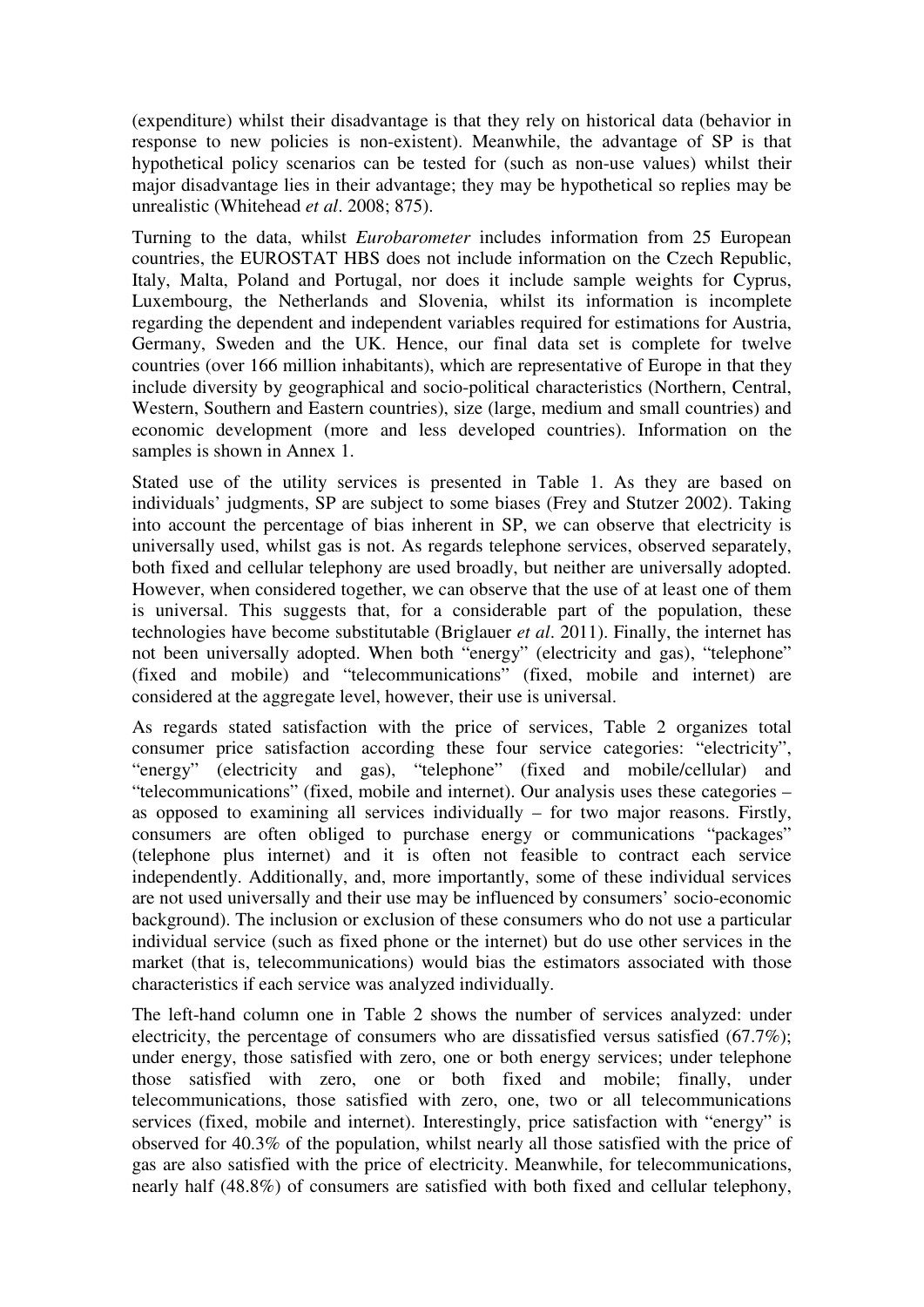(expenditure) whilst their disadvantage is that they rely on historical data (behavior in response to new policies is non-existent). Meanwhile, the advantage of SP is that hypothetical policy scenarios can be tested for (such as non-use values) whilst their major disadvantage lies in their advantage; they may be hypothetical so replies may be unrealistic (Whitehead *et al*. 2008; 875).

Turning to the data, whilst *Eurobarometer* includes information from 25 European countries, the EUROSTAT HBS does not include information on the Czech Republic, Italy, Malta, Poland and Portugal, nor does it include sample weights for Cyprus, Luxembourg, the Netherlands and Slovenia, whilst its information is incomplete regarding the dependent and independent variables required for estimations for Austria, Germany, Sweden and the UK. Hence, our final data set is complete for twelve countries (over 166 million inhabitants), which are representative of Europe in that they include diversity by geographical and socio-political characteristics (Northern, Central, Western, Southern and Eastern countries), size (large, medium and small countries) and economic development (more and less developed countries). Information on the samples is shown in Annex 1.

Stated use of the utility services is presented in Table 1. As they are based on individuals' judgments, SP are subject to some biases (Frey and Stutzer 2002). Taking into account the percentage of bias inherent in SP, we can observe that electricity is universally used, whilst gas is not. As regards telephone services, observed separately, both fixed and cellular telephony are used broadly, but neither are universally adopted. However, when considered together, we can observe that the use of at least one of them is universal. This suggests that, for a considerable part of the population, these technologies have become substitutable (Briglauer *et al*. 2011). Finally, the internet has not been universally adopted. When both "energy" (electricity and gas), "telephone" (fixed and mobile) and "telecommunications" (fixed, mobile and internet) are considered at the aggregate level, however, their use is universal.

As regards stated satisfaction with the price of services, Table 2 organizes total consumer price satisfaction according these four service categories: "electricity", "energy" (electricity and gas), "telephone" (fixed and mobile/cellular) and "telecommunications" (fixed, mobile and internet). Our analysis uses these categories – as opposed to examining all services individually – for two major reasons. Firstly, consumers are often obliged to purchase energy or communications "packages" (telephone plus internet) and it is often not feasible to contract each service independently. Additionally, and, more importantly, some of these individual services are not used universally and their use may be influenced by consumers' socio-economic background). The inclusion or exclusion of these consumers who do not use a particular individual service (such as fixed phone or the internet) but do use other services in the market (that is, telecommunications) would bias the estimators associated with those characteristics if each service was analyzed individually.

The left-hand column one in Table 2 shows the number of services analyzed: under electricity, the percentage of consumers who are dissatisfied versus satisfied (67.7%); under energy, those satisfied with zero, one or both energy services; under telephone those satisfied with zero, one or both fixed and mobile; finally, under telecommunications, those satisfied with zero, one, two or all telecommunications services (fixed, mobile and internet). Interestingly, price satisfaction with "energy" is observed for 40.3% of the population, whilst nearly all those satisfied with the price of gas are also satisfied with the price of electricity. Meanwhile, for telecommunications, nearly half (48.8%) of consumers are satisfied with both fixed and cellular telephony,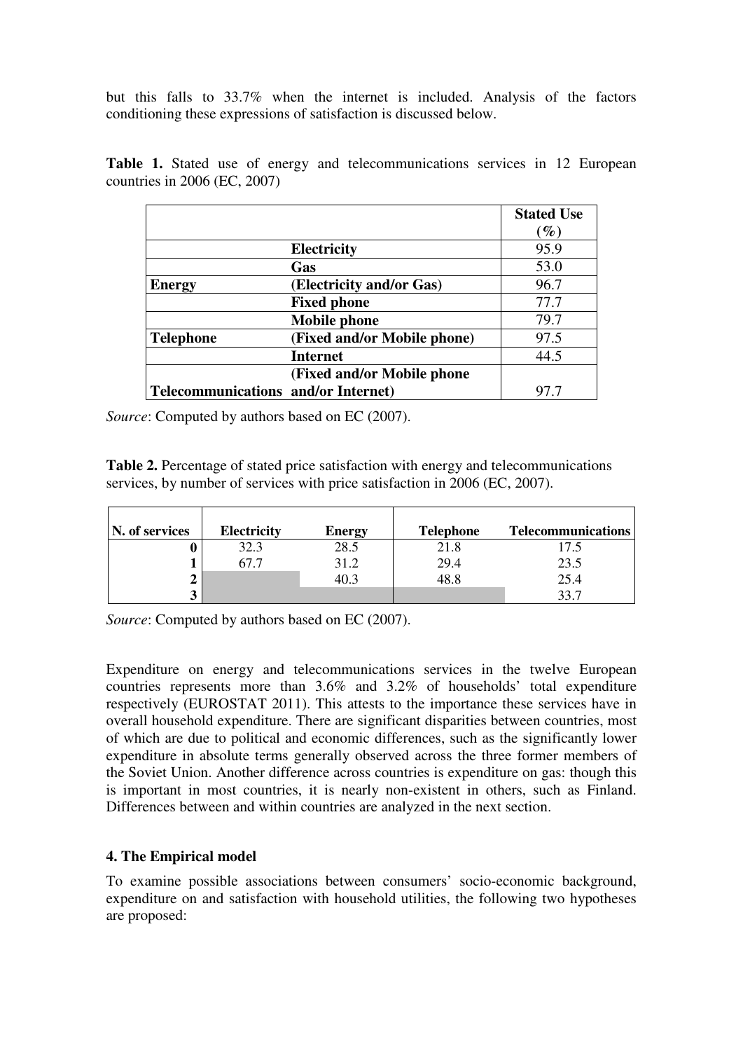but this falls to 33.7% when the internet is included. Analysis of the factors conditioning these expressions of satisfaction is discussed below.

**Table 1.** Stated use of energy and telecommunications services in 12 European countries in 2006 (EC, 2007)

| | | **Stated Use (%)** |
|---|---|---|
| | **Electricity** | 95.9 |
| | **Gas** | 53.0 |
| **Energy** | **(Electricity and/or Gas)** | 96.7 |
| | **Fixed phone** | 77.7 |
| | **Mobile phone** | 79.7 |
| **Telephone** | **(Fixed and/or Mobile phone)** | 97.5 |
| | **Internet** | 44.5 |
| **Telecommunications** | **(Fixed and/or Mobile phone and/or Internet)** | 97.7 |

*Source*: Computed by authors based on EC (2007).

**Table 2.** Percentage of stated price satisfaction with energy and telecommunications services, by number of services with price satisfaction in 2006 (EC, 2007).

| N. of services | Electricity | Energy | Telephone | Telecommunications |
|---|---|---|---|---|
| 0 | 32.3 | 28.5 | 21.8 | 17.5 |
| 1 | 67.7 | 31.2 | 29.4 | 23.5 |
| 2 | | 40.3 | 48.8 | 25.4 |
| 3 | | | | 33.7 |

*Source*: Computed by authors based on EC (2007).

Expenditure on energy and telecommunications services in the twelve European countries represents more than 3.6% and 3.2% of households' total expenditure respectively (EUROSTAT 2011). This attests to the importance these services have in overall household expenditure. There are significant disparities between countries, most of which are due to political and economic differences, such as the significantly lower expenditure in absolute terms generally observed across the three former members of the Soviet Union. Another difference across countries is expenditure on gas: though this is important in most countries, it is nearly non-existent in others, such as Finland. Differences between and within countries are analyzed in the next section.

## 4. The Empirical model

To examine possible associations between consumers' socio-economic background, expenditure on and satisfaction with household utilities, the following two hypotheses are proposed: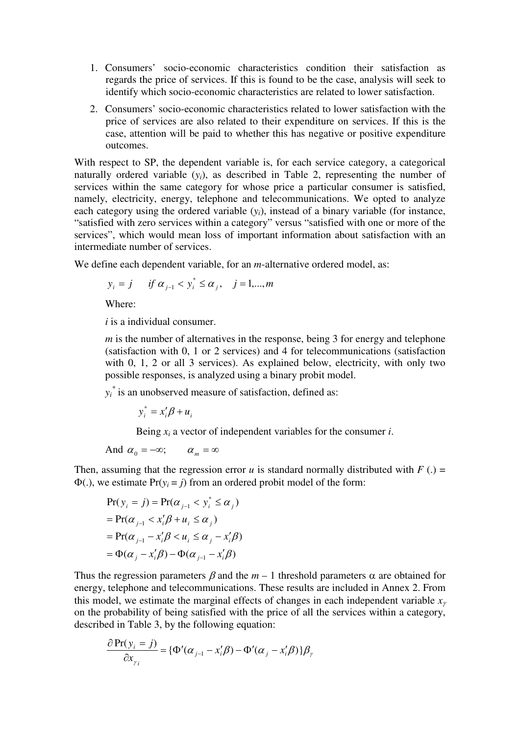1. Consumers' socio-economic characteristics condition their satisfaction as regards the price of services. If this is found to be the case, analysis will seek to identify which socio-economic characteristics are related to lower satisfaction.
2. Consumers' socio-economic characteristics related to lower satisfaction with the price of services are also related to their expenditure on services. If this is the case, attention will be paid to whether this has negative or positive expenditure outcomes.

With respect to SP, the dependent variable is, for each service category, a categorical naturally ordered variable ($y_i$), as described in Table 2, representing the number of services within the same category for whose price a particular consumer is satisfied, namely, electricity, energy, telephone and telecommunications. We opted to analyze each category using the ordered variable ($y_i$), instead of a binary variable (for instance, "satisfied with zero services within a category" versus "satisfied with one or more of the services", which would mean loss of important information about satisfaction with an intermediate number of services.

We define each dependent variable, for an *m*-alternative ordered model, as:

$$y_i = j \quad \text{if } \alpha_{j-1} < y_i^* \leq \alpha_j, \quad j = 1,...,m$$

Where:

*i* is a individual consumer.

*m* is the number of alternatives in the response, being 3 for energy and telephone (satisfaction with 0, 1 or 2 services) and 4 for telecommunications (satisfaction with 0, 1, 2 or all 3 services). As explained below, electricity, with only two possible responses, is analyzed using a binary probit model.

$y_i^*$ is an unobserved measure of satisfaction, defined as:

$$y_i^* = x_i'\beta + u_i$$

Being $x_i$ a vector of independent variables for the consumer *i*.

And $\alpha_0 = -\infty; \qquad \alpha_m = \infty$

Then, assuming that the regression error *u* is standard normally distributed with $F(.) = \Phi(.)$, we estimate $\Pr(y_i = j)$ from an ordered probit model of the form:

$$
\begin{aligned}
\Pr(y_i = j) &= \Pr(\alpha_{j-1} < y_i^* \leq \alpha_j) \\
&= \Pr(\alpha_{j-1} < x_i'\beta + u_i \leq \alpha_j) \\
&= \Pr(\alpha_{j-1} - x_i'\beta < u_i \leq \alpha_j - x_i'\beta) \\
&= \Phi(\alpha_j - x_i'\beta) - \Phi(\alpha_{j-1} - x_i'\beta)
\end{aligned}
$$

Thus the regression parameters $\beta$ and the $m - 1$ threshold parameters $\alpha$ are obtained for energy, telephone and telecommunications. These results are included in Annex 2. From this model, we estimate the marginal effects of changes in each independent variable $x_\gamma$ on the probability of being satisfied with the price of all the services within a category, described in Table 3, by the following equation:

$$\frac{\partial \Pr(y_i = j)}{\partial x_{\gamma i}} = \{\Phi'(\alpha_{j-1} - x_i'\beta) - \Phi'(\alpha_j - x_i'\beta)\}\beta_\gamma$$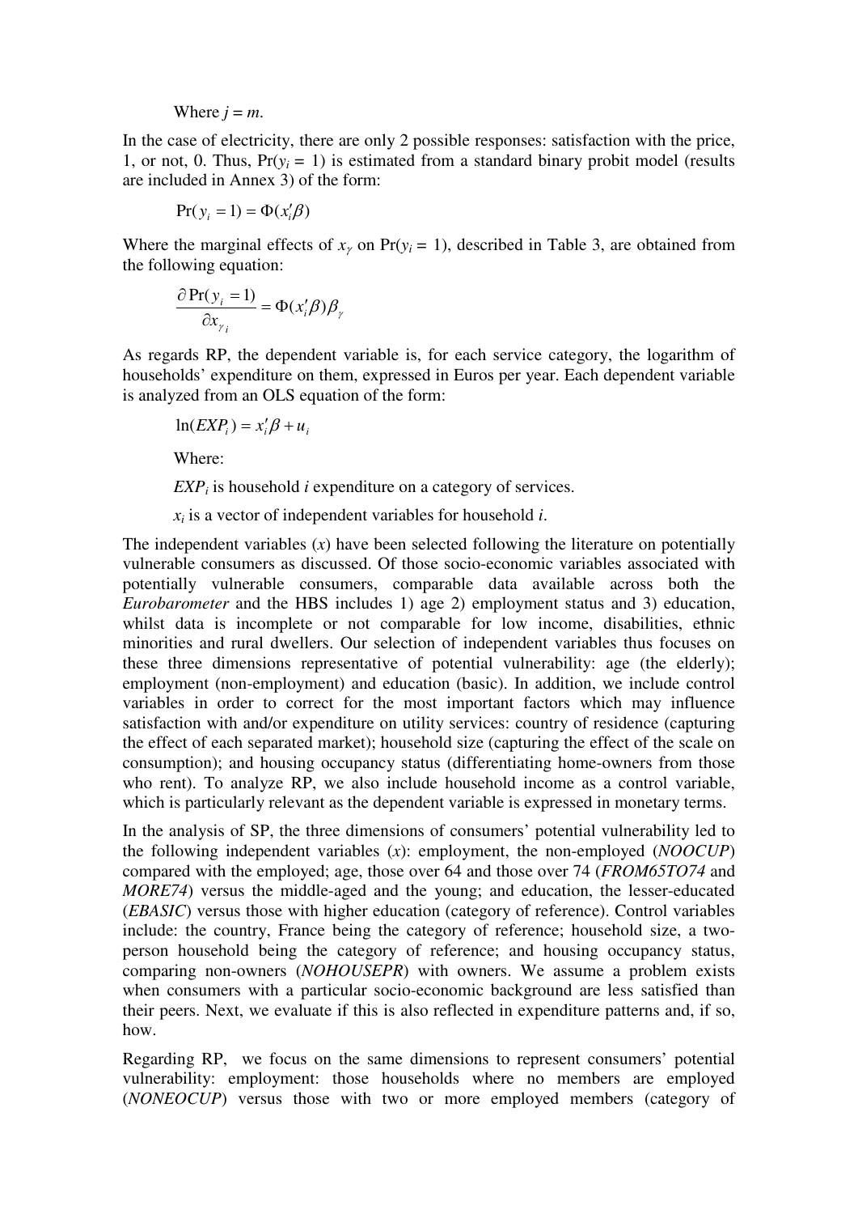Where $j = m$.

In the case of electricity, there are only 2 possible responses: satisfaction with the price, 1, or not, 0. Thus, $\Pr(y_i = 1)$ is estimated from a standard binary probit model (results are included in Annex 3) of the form:

$$\Pr(y_i = 1) = \Phi(x_i'\beta)$$

Where the marginal effects of $x_\gamma$ on $\Pr(y_i = 1)$, described in Table 3, are obtained from the following equation:

$$\frac{\partial \Pr(y_i = 1)}{\partial x_{\gamma_i}} = \Phi(x_i'\beta)\beta_\gamma$$

As regards RP, the dependent variable is, for each service category, the logarithm of households' expenditure on them, expressed in Euros per year. Each dependent variable is analyzed from an OLS equation of the form:

$$\ln(EXP_i) = x_i'\beta + u_i$$

Where:

$EXP_i$ is household $i$ expenditure on a category of services.

$x_i$ is a vector of independent variables for household $i$.

The independent variables ($x$) have been selected following the literature on potentially vulnerable consumers as discussed. Of those socio-economic variables associated with potentially vulnerable consumers, comparable data available across both the *Eurobarometer* and the HBS includes 1) age 2) employment status and 3) education, whilst data is incomplete or not comparable for low income, disabilities, ethnic minorities and rural dwellers. Our selection of independent variables thus focuses on these three dimensions representative of potential vulnerability: age (the elderly); employment (non-employment) and education (basic). In addition, we include control variables in order to correct for the most important factors which may influence satisfaction with and/or expenditure on utility services: country of residence (capturing the effect of each separated market); household size (capturing the effect of the scale on consumption); and housing occupancy status (differentiating home-owners from those who rent). To analyze RP, we also include household income as a control variable, which is particularly relevant as the dependent variable is expressed in monetary terms.

In the analysis of SP, the three dimensions of consumers' potential vulnerability led to the following independent variables ($x$): employment, the non-employed (*NOOCUP*) compared with the employed; age, those over 64 and those over 74 (*FROM65TO74* and *MORE74*) versus the middle-aged and the young; and education, the lesser-educated (*EBASIC*) versus those with higher education (category of reference). Control variables include: the country, France being the category of reference; household size, a two-person household being the category of reference; and housing occupancy status, comparing non-owners (*NOHOUSEPR*) with owners. We assume a problem exists when consumers with a particular socio-economic background are less satisfied than their peers. Next, we evaluate if this is also reflected in expenditure patterns and, if so, how.

Regarding RP, we focus on the same dimensions to represent consumers' potential vulnerability: employment: those households where no members are employed (*NONEOCUP*) versus those with two or more employed members (category of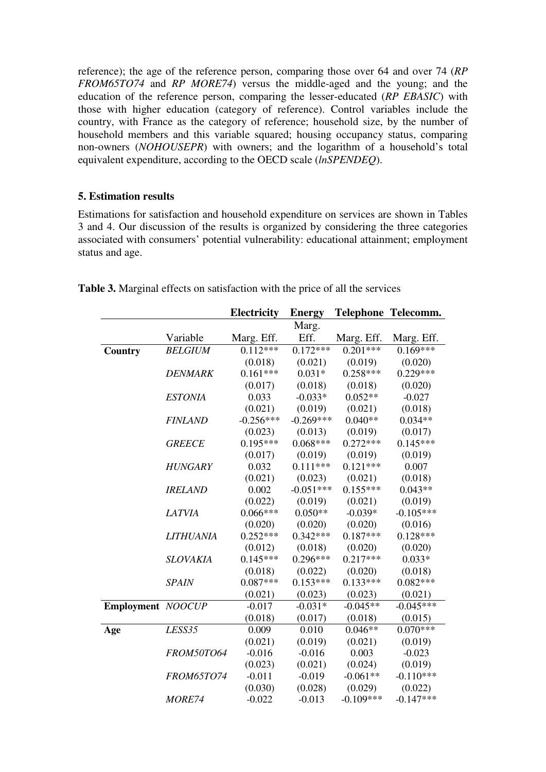reference); the age of the reference person, comparing those over 64 and over 74 (*RP FROM65TO74* and *RP MORE74*) versus the middle-aged and the young; and the education of the reference person, comparing the lesser-educated (*RP EBASIC*) with those with higher education (category of reference). Control variables include the country, with France as the category of reference; household size, by the number of household members and this variable squared; housing occupancy status, comparing non-owners (*NOHOUSEPR*) with owners; and the logarithm of a household's total equivalent expenditure, according to the OECD scale (*lnSPENDEQ*).

## 5. Estimation results

Estimations for satisfaction and household expenditure on services are shown in Tables 3 and 4. Our discussion of the results is organized by considering the three categories associated with consumers' potential vulnerability: educational attainment; employment status and age.

**Table 3.** Marginal effects on satisfaction with the price of all the services

| | | **Electricity** | **Energy** | **Telephone** | **Telecomm.** |
|---|---|---|---|---|---|
| | Variable | Marg. Eff. | Marg. Eff. | Marg. Eff. | Marg. Eff. |
| **Country** | *BELGIUM* | 0.112*** | 0.172*** | 0.201*** | 0.169*** |
| | | (0.018) | (0.021) | (0.019) | (0.020) |
| | *DENMARK* | 0.161*** | 0.031* | 0.258*** | 0.229*** |
| | | (0.017) | (0.018) | (0.018) | (0.020) |
| | *ESTONIA* | 0.033 | -0.033* | 0.052** | -0.027 |
| | | (0.021) | (0.019) | (0.021) | (0.018) |
| | *FINLAND* | -0.256*** | -0.269*** | 0.040** | 0.034** |
| | | (0.023) | (0.013) | (0.019) | (0.017) |
| | *GREECE* | 0.195*** | 0.068*** | 0.272*** | 0.145*** |
| | | (0.017) | (0.019) | (0.019) | (0.019) |
| | *HUNGARY* | 0.032 | 0.111*** | 0.121*** | 0.007 |
| | | (0.021) | (0.023) | (0.021) | (0.018) |
| | *IRELAND* | 0.002 | -0.051*** | 0.155*** | 0.043** |
| | | (0.022) | (0.019) | (0.021) | (0.019) |
| | *LATVIA* | 0.066*** | 0.050** | -0.039* | -0.105*** |
| | | (0.020) | (0.020) | (0.020) | (0.016) |
| | *LITHUANIA* | 0.252*** | 0.342*** | 0.187*** | 0.128*** |
| | | (0.012) | (0.018) | (0.020) | (0.020) |
| | *SLOVAKIA* | 0.145*** | 0.296*** | 0.217*** | 0.033* |
| | | (0.018) | (0.022) | (0.020) | (0.018) |
| | *SPAIN* | 0.087*** | 0.153*** | 0.133*** | 0.082*** |
| | | (0.021) | (0.023) | (0.023) | (0.021) |
| **Employment** | *NOOCUP* | -0.017 | -0.031* | -0.045** | -0.045*** |
| | | (0.018) | (0.017) | (0.018) | (0.015) |
| **Age** | *LESS35* | 0.009 | 0.010 | 0.046** | 0.070*** |
| | | (0.021) | (0.019) | (0.021) | (0.019) |
| | *FROM50TO64* | -0.016 | -0.016 | 0.003 | -0.023 |
| | | (0.023) | (0.021) | (0.024) | (0.019) |
| | *FROM65TO74* | -0.011 | -0.019 | -0.061** | -0.110*** |
| | | (0.030) | (0.028) | (0.029) | (0.022) |
| | *MORE74* | -0.022 | -0.013 | -0.109*** | -0.147*** |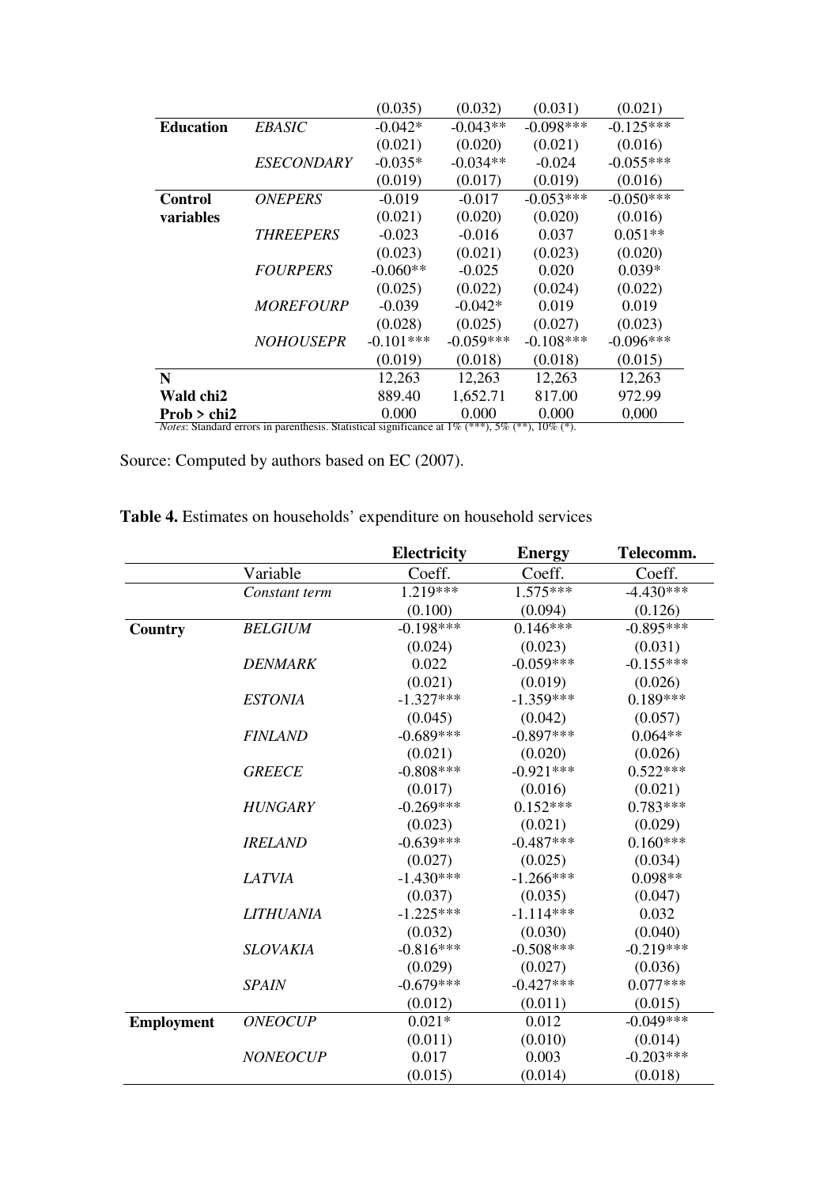| | | | | | |
|---|---|---|---|---|---|
| | | (0.035) | (0.032) | (0.031) | (0.021) |
| **Education** | *EBASIC* | -0.042* | -0.043** | -0.098*** | -0.125*** |
| | | (0.021) | (0.020) | (0.021) | (0.016) |
| | *ESECONDARY* | -0.035* | -0.034** | -0.024 | -0.055*** |
| | | (0.019) | (0.017) | (0.019) | (0.016) |
| **Control variables** | *ONEPERS* | -0.019 | -0.017 | -0.053*** | -0.050*** |
| | | (0.021) | (0.020) | (0.020) | (0.016) |
| | *THREEPERS* | -0.023 | -0.016 | 0.037 | 0.051** |
| | | (0.023) | (0.021) | (0.023) | (0.020) |
| | *FOURPERS* | -0.060** | -0.025 | 0.020 | 0.039* |
| | | (0.025) | (0.022) | (0.024) | (0.022) |
| | *MOREFOURP* | -0.039 | -0.042* | 0.019 | 0.019 |
| | | (0.028) | (0.025) | (0.027) | (0.023) |
| | *NOHOUSEPR* | -0.101*** | -0.059*** | -0.108*** | -0.096*** |
| | | (0.019) | (0.018) | (0.018) | (0.015) |
| **N** | | 12,263 | 12,263 | 12,263 | 12,263 |
| **Wald chi2** | | 889.40 | 1,652.71 | 817.00 | 972.99 |
| **Prob > chi2** | | 0.000 | 0.000 | 0.000 | 0,000 |

*Notes*: Standard errors in parenthesis. Statistical significance at 1% (***), 5% (**), 10% (*).

Source: Computed by authors based on EC (2007).

**Table 4.** Estimates on households' expenditure on household services

| | | **Electricity** | **Energy** | **Telecomm.** |
|---|---|---|---|---|
| | Variable | Coeff. | Coeff. | Coeff. |
| | *Constant term* | 1.219*** | 1.575*** | -4.430*** |
| | | (0.100) | (0.094) | (0.126) |
| **Country** | *BELGIUM* | -0.198*** | 0.146*** | -0.895*** |
| | | (0.024) | (0.023) | (0.031) |
| | *DENMARK* | 0.022 | -0.059*** | -0.155*** |
| | | (0.021) | (0.019) | (0.026) |
| | *ESTONIA* | -1.327*** | -1.359*** | 0.189*** |
| | | (0.045) | (0.042) | (0.057) |
| | *FINLAND* | -0.689*** | -0.897*** | 0.064** |
| | | (0.021) | (0.020) | (0.026) |
| | *GREECE* | -0.808*** | -0.921*** | 0.522*** |
| | | (0.017) | (0.016) | (0.021) |
| | *HUNGARY* | -0.269*** | 0.152*** | 0.783*** |
| | | (0.023) | (0.021) | (0.029) |
| | *IRELAND* | -0.639*** | -0.487*** | 0.160*** |
| | | (0.027) | (0.025) | (0.034) |
| | *LATVIA* | -1.430*** | -1.266*** | 0.098** |
| | | (0.037) | (0.035) | (0.047) |
| | *LITHUANIA* | -1.225*** | -1.114*** | 0.032 |
| | | (0.032) | (0.030) | (0.040) |
| | *SLOVAKIA* | -0.816*** | -0.508*** | -0.219*** |
| | | (0.029) | (0.027) | (0.036) |
| | *SPAIN* | -0.679*** | -0.427*** | 0.077*** |
| | | (0.012) | (0.011) | (0.015) |
| **Employment** | *ONEOCUP* | 0.021* | 0.012 | -0.049*** |
| | | (0.011) | (0.010) | (0.014) |
| | *NONEOCUP* | 0.017 | 0.003 | -0.203*** |
| | | (0.015) | (0.014) | (0.018) |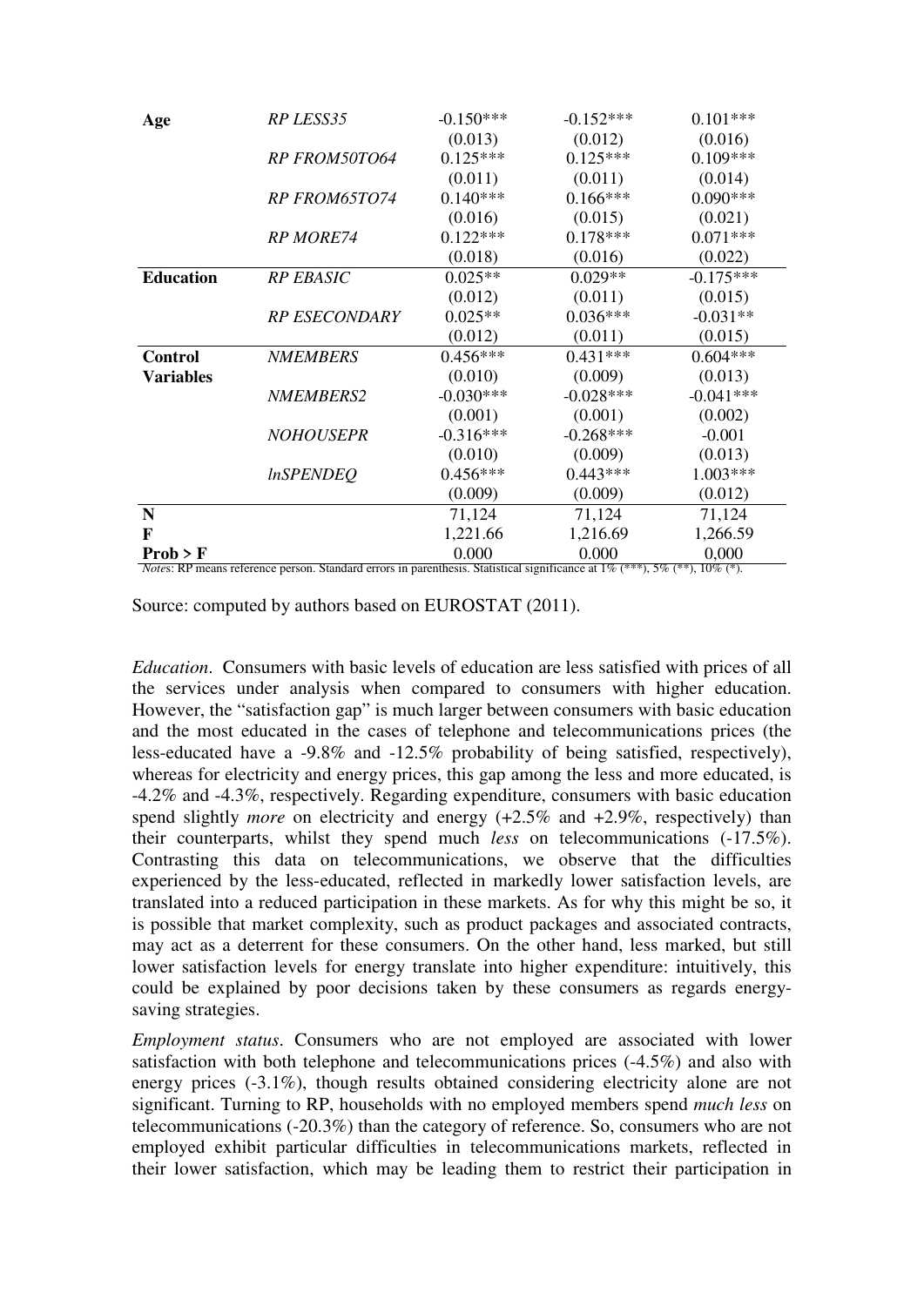| | | | | |
|---|---|---|---|---|
| **Age** | *RP LESS35* | -0.150*** | -0.152*** | 0.101*** |
| | | (0.013) | (0.012) | (0.016) |
| | *RP FROM50TO64* | 0.125*** | 0.125*** | 0.109*** |
| | | (0.011) | (0.011) | (0.014) |
| | *RP FROM65TO74* | 0.140*** | 0.166*** | 0.090*** |
| | | (0.016) | (0.015) | (0.021) |
| | *RP MORE74* | 0.122*** | 0.178*** | 0.071*** |
| | | (0.018) | (0.016) | (0.022) |
| **Education** | *RP EBASIC* | 0.025** | 0.029** | -0.175*** |
| | | (0.012) | (0.011) | (0.015) |
| | *RP ESECONDARY* | 0.025** | 0.036*** | -0.031** |
| | | (0.012) | (0.011) | (0.015) |
| **Control Variables** | *NMEMBERS* | 0.456*** | 0.431*** | 0.604*** |
| | | (0.010) | (0.009) | (0.013) |
| | *NMEMBERS2* | -0.030*** | -0.028*** | -0.041*** |
| | | (0.001) | (0.001) | (0.002) |
| | *NOHOUSEPR* | -0.316*** | -0.268*** | -0.001 |
| | | (0.010) | (0.009) | (0.013) |
| | *lnSPENDEQ* | 0.456*** | 0.443*** | 1.003*** |
| | | (0.009) | (0.009) | (0.012) |
| **N** | | 71,124 | 71,124 | 71,124 |
| **F** | | 1,221.66 | 1,216.69 | 1,266.59 |
| **Prob > F** | | 0.000 | 0.000 | 0,000 |

*Notes*: RP means reference person. Standard errors in parenthesis. Statistical significance at 1% (***), 5% (**), 10% (*).

Source: computed by authors based on EUROSTAT (2011).

*Education*. Consumers with basic levels of education are less satisfied with prices of all the services under analysis when compared to consumers with higher education. However, the "satisfaction gap" is much larger between consumers with basic education and the most educated in the cases of telephone and telecommunications prices (the less-educated have a -9.8% and -12.5% probability of being satisfied, respectively), whereas for electricity and energy prices, this gap among the less and more educated, is -4.2% and -4.3%, respectively. Regarding expenditure, consumers with basic education spend slightly *more* on electricity and energy (+2.5% and +2.9%, respectively) than their counterparts, whilst they spend much *less* on telecommunications (-17.5%). Contrasting this data on telecommunications, we observe that the difficulties experienced by the less-educated, reflected in markedly lower satisfaction levels, are translated into a reduced participation in these markets. As for why this might be so, it is possible that market complexity, such as product packages and associated contracts, may act as a deterrent for these consumers. On the other hand, less marked, but still lower satisfaction levels for energy translate into higher expenditure: intuitively, this could be explained by poor decisions taken by these consumers as regards energy-saving strategies.

*Employment status*. Consumers who are not employed are associated with lower satisfaction with both telephone and telecommunications prices (-4.5%) and also with energy prices (-3.1%), though results obtained considering electricity alone are not significant. Turning to RP, households with no employed members spend *much less* on telecommunications (-20.3%) than the category of reference. So, consumers who are not employed exhibit particular difficulties in telecommunications markets, reflected in their lower satisfaction, which may be leading them to restrict their participation in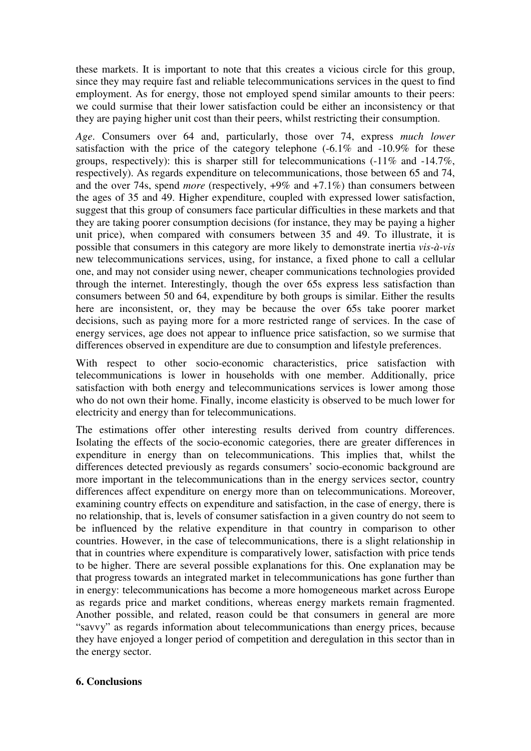these markets. It is important to note that this creates a vicious circle for this group, since they may require fast and reliable telecommunications services in the quest to find employment. As for energy, those not employed spend similar amounts to their peers: we could surmise that their lower satisfaction could be either an inconsistency or that they are paying higher unit cost than their peers, whilst restricting their consumption.

*Age*. Consumers over 64 and, particularly, those over 74, express *much lower* satisfaction with the price of the category telephone (-6.1% and -10.9% for these groups, respectively): this is sharper still for telecommunications (-11% and -14.7%, respectively). As regards expenditure on telecommunications, those between 65 and 74, and the over 74s, spend *more* (respectively, +9% and +7.1%) than consumers between the ages of 35 and 49. Higher expenditure, coupled with expressed lower satisfaction, suggest that this group of consumers face particular difficulties in these markets and that they are taking poorer consumption decisions (for instance, they may be paying a higher unit price), when compared with consumers between 35 and 49. To illustrate, it is possible that consumers in this category are more likely to demonstrate inertia *vis-à-vis* new telecommunications services, using, for instance, a fixed phone to call a cellular one, and may not consider using newer, cheaper communications technologies provided through the internet. Interestingly, though the over 65s express less satisfaction than consumers between 50 and 64, expenditure by both groups is similar. Either the results here are inconsistent, or, they may be because the over 65s take poorer market decisions, such as paying more for a more restricted range of services. In the case of energy services, age does not appear to influence price satisfaction, so we surmise that differences observed in expenditure are due to consumption and lifestyle preferences.

With respect to other socio-economic characteristics, price satisfaction with telecommunications is lower in households with one member. Additionally, price satisfaction with both energy and telecommunications services is lower among those who do not own their home. Finally, income elasticity is observed to be much lower for electricity and energy than for telecommunications.

The estimations offer other interesting results derived from country differences. Isolating the effects of the socio-economic categories, there are greater differences in expenditure in energy than on telecommunications. This implies that, whilst the differences detected previously as regards consumers' socio-economic background are more important in the telecommunications than in the energy services sector, country differences affect expenditure on energy more than on telecommunications. Moreover, examining country effects on expenditure and satisfaction, in the case of energy, there is no relationship, that is, levels of consumer satisfaction in a given country do not seem to be influenced by the relative expenditure in that country in comparison to other countries. However, in the case of telecommunications, there is a slight relationship in that in countries where expenditure is comparatively lower, satisfaction with price tends to be higher. There are several possible explanations for this. One explanation may be that progress towards an integrated market in telecommunications has gone further than in energy: telecommunications has become a more homogeneous market across Europe as regards price and market conditions, whereas energy markets remain fragmented. Another possible, and related, reason could be that consumers in general are more "savvy" as regards information about telecommunications than energy prices, because they have enjoyed a longer period of competition and deregulation in this sector than in the energy sector.

## 6. Conclusions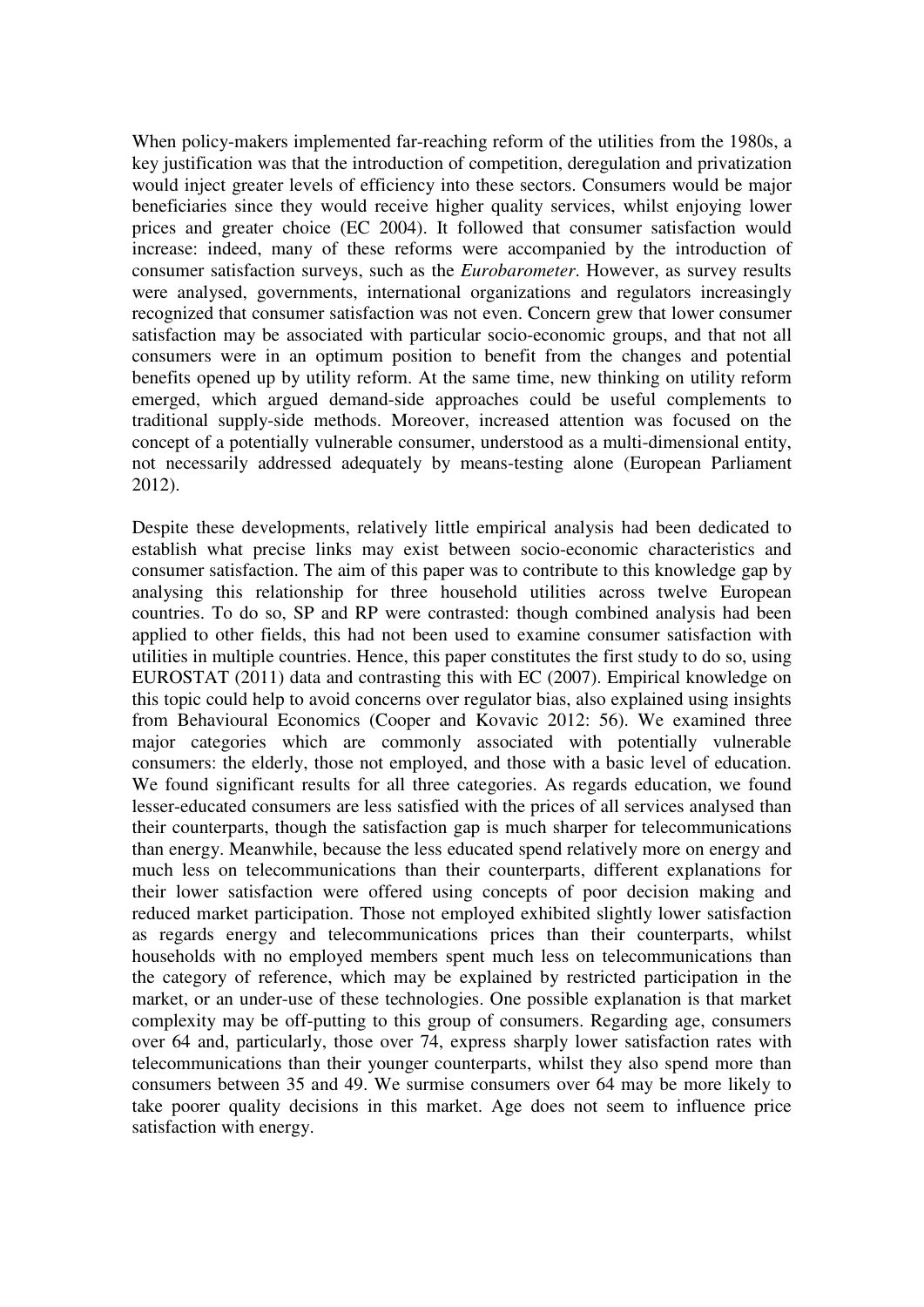When policy-makers implemented far-reaching reform of the utilities from the 1980s, a key justification was that the introduction of competition, deregulation and privatization would inject greater levels of efficiency into these sectors. Consumers would be major beneficiaries since they would receive higher quality services, whilst enjoying lower prices and greater choice (EC 2004). It followed that consumer satisfaction would increase: indeed, many of these reforms were accompanied by the introduction of consumer satisfaction surveys, such as the *Eurobarometer*. However, as survey results were analysed, governments, international organizations and regulators increasingly recognized that consumer satisfaction was not even. Concern grew that lower consumer satisfaction may be associated with particular socio-economic groups, and that not all consumers were in an optimum position to benefit from the changes and potential benefits opened up by utility reform. At the same time, new thinking on utility reform emerged, which argued demand-side approaches could be useful complements to traditional supply-side methods. Moreover, increased attention was focused on the concept of a potentially vulnerable consumer, understood as a multi-dimensional entity, not necessarily addressed adequately by means-testing alone (European Parliament 2012).

Despite these developments, relatively little empirical analysis had been dedicated to establish what precise links may exist between socio-economic characteristics and consumer satisfaction. The aim of this paper was to contribute to this knowledge gap by analysing this relationship for three household utilities across twelve European countries. To do so, SP and RP were contrasted: though combined analysis had been applied to other fields, this had not been used to examine consumer satisfaction with utilities in multiple countries. Hence, this paper constitutes the first study to do so, using EUROSTAT (2011) data and contrasting this with EC (2007). Empirical knowledge on this topic could help to avoid concerns over regulator bias, also explained using insights from Behavioural Economics (Cooper and Kovavic 2012: 56). We examined three major categories which are commonly associated with potentially vulnerable consumers: the elderly, those not employed, and those with a basic level of education. We found significant results for all three categories. As regards education, we found lesser-educated consumers are less satisfied with the prices of all services analysed than their counterparts, though the satisfaction gap is much sharper for telecommunications than energy. Meanwhile, because the less educated spend relatively more on energy and much less on telecommunications than their counterparts, different explanations for their lower satisfaction were offered using concepts of poor decision making and reduced market participation. Those not employed exhibited slightly lower satisfaction as regards energy and telecommunications prices than their counterparts, whilst households with no employed members spent much less on telecommunications than the category of reference, which may be explained by restricted participation in the market, or an under-use of these technologies. One possible explanation is that market complexity may be off-putting to this group of consumers. Regarding age, consumers over 64 and, particularly, those over 74, express sharply lower satisfaction rates with telecommunications than their younger counterparts, whilst they also spend more than consumers between 35 and 49. We surmise consumers over 64 may be more likely to take poorer quality decisions in this market. Age does not seem to influence price satisfaction with energy.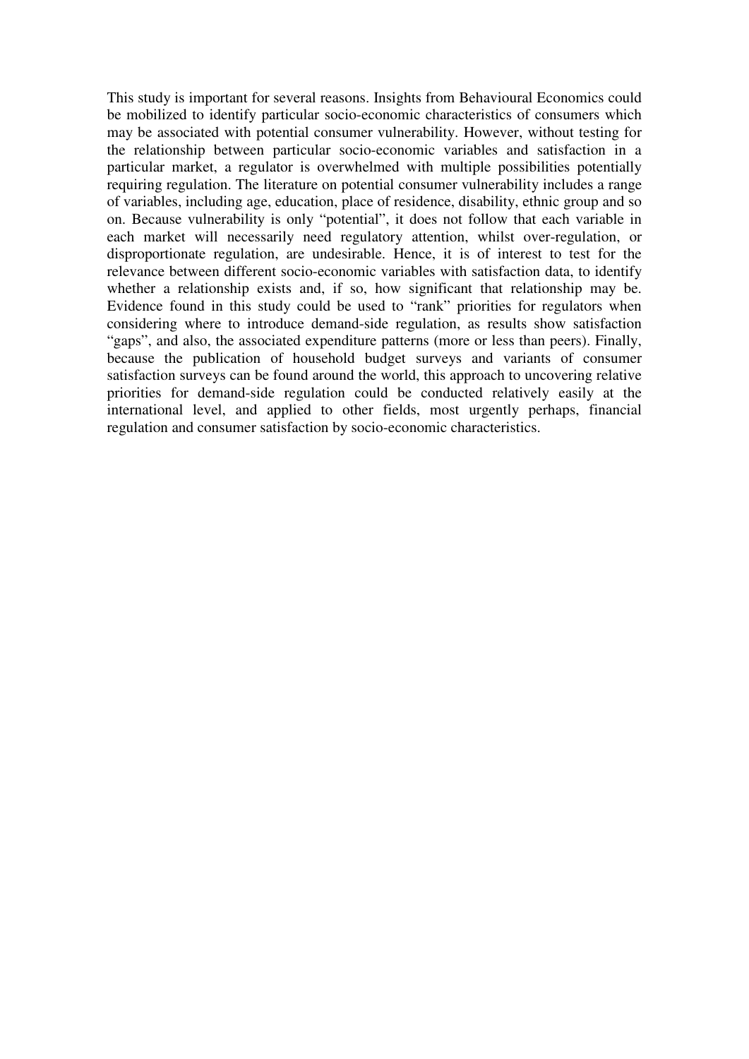This study is important for several reasons. Insights from Behavioural Economics could be mobilized to identify particular socio-economic characteristics of consumers which may be associated with potential consumer vulnerability. However, without testing for the relationship between particular socio-economic variables and satisfaction in a particular market, a regulator is overwhelmed with multiple possibilities potentially requiring regulation. The literature on potential consumer vulnerability includes a range of variables, including age, education, place of residence, disability, ethnic group and so on. Because vulnerability is only "potential", it does not follow that each variable in each market will necessarily need regulatory attention, whilst over-regulation, or disproportionate regulation, are undesirable. Hence, it is of interest to test for the relevance between different socio-economic variables with satisfaction data, to identify whether a relationship exists and, if so, how significant that relationship may be. Evidence found in this study could be used to "rank" priorities for regulators when considering where to introduce demand-side regulation, as results show satisfaction "gaps", and also, the associated expenditure patterns (more or less than peers). Finally, because the publication of household budget surveys and variants of consumer satisfaction surveys can be found around the world, this approach to uncovering relative priorities for demand-side regulation could be conducted relatively easily at the international level, and applied to other fields, most urgently perhaps, financial regulation and consumer satisfaction by socio-economic characteristics.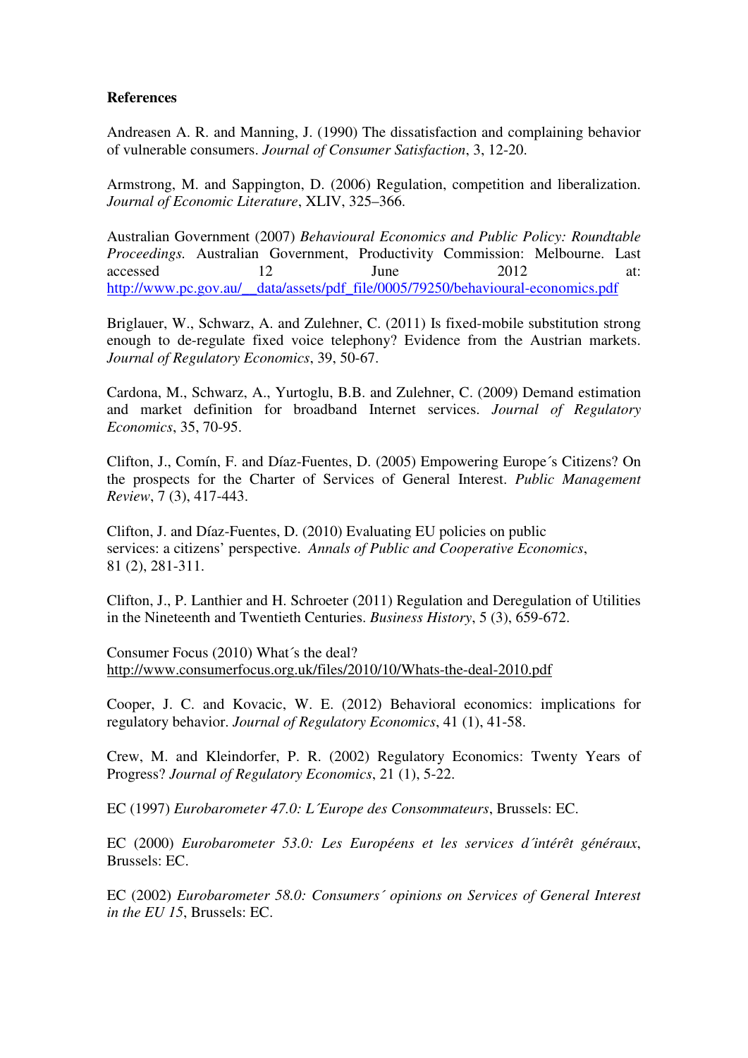**References**

Andreasen A. R. and Manning, J. (1990) The dissatisfaction and complaining behavior of vulnerable consumers. *Journal of Consumer Satisfaction*, 3, 12-20.

Armstrong, M. and Sappington, D. (2006) Regulation, competition and liberalization. *Journal of Economic Literature*, XLIV, 325–366.

Australian Government (2007) *Behavioural Economics and Public Policy: Roundtable Proceedings.* Australian Government, Productivity Commission: Melbourne. Last accessed 12 June 2012 at: http://www.pc.gov.au/__data/assets/pdf_file/0005/79250/behavioural-economics.pdf

Briglauer, W., Schwarz, A. and Zulehner, C. (2011) Is fixed-mobile substitution strong enough to de-regulate fixed voice telephony? Evidence from the Austrian markets. *Journal of Regulatory Economics*, 39, 50-67.

Cardona, M., Schwarz, A., Yurtoglu, B.B. and Zulehner, C. (2009) Demand estimation and market definition for broadband Internet services. *Journal of Regulatory Economics*, 35, 70-95.

Clifton, J., Comín, F. and Díaz-Fuentes, D. (2005) Empowering Europe´s Citizens? On the prospects for the Charter of Services of General Interest. *Public Management Review*, 7 (3), 417-443.

Clifton, J. and Díaz-Fuentes, D. (2010) Evaluating EU policies on public services: a citizens' perspective. *Annals of Public and Cooperative Economics*, 81 (2), 281-311.

Clifton, J., P. Lanthier and H. Schroeter (2011) Regulation and Deregulation of Utilities in the Nineteenth and Twentieth Centuries. *Business History*, 5 (3), 659-672.

Consumer Focus (2010) What´s the deal? http://www.consumerfocus.org.uk/files/2010/10/Whats-the-deal-2010.pdf

Cooper, J. C. and Kovacic, W. E. (2012) Behavioral economics: implications for regulatory behavior. *Journal of Regulatory Economics*, 41 (1), 41-58.

Crew, M. and Kleindorfer, P. R. (2002) Regulatory Economics: Twenty Years of Progress? *Journal of Regulatory Economics*, 21 (1), 5-22.

EC (1997) *Eurobarometer 47.0: L´Europe des Consommateurs*, Brussels: EC.

EC (2000) *Eurobarometer 53.0: Les Européens et les services d´intérêt généraux*, Brussels: EC.

EC (2002) *Eurobarometer 58.0: Consumers´ opinions on Services of General Interest in the EU 15*, Brussels: EC.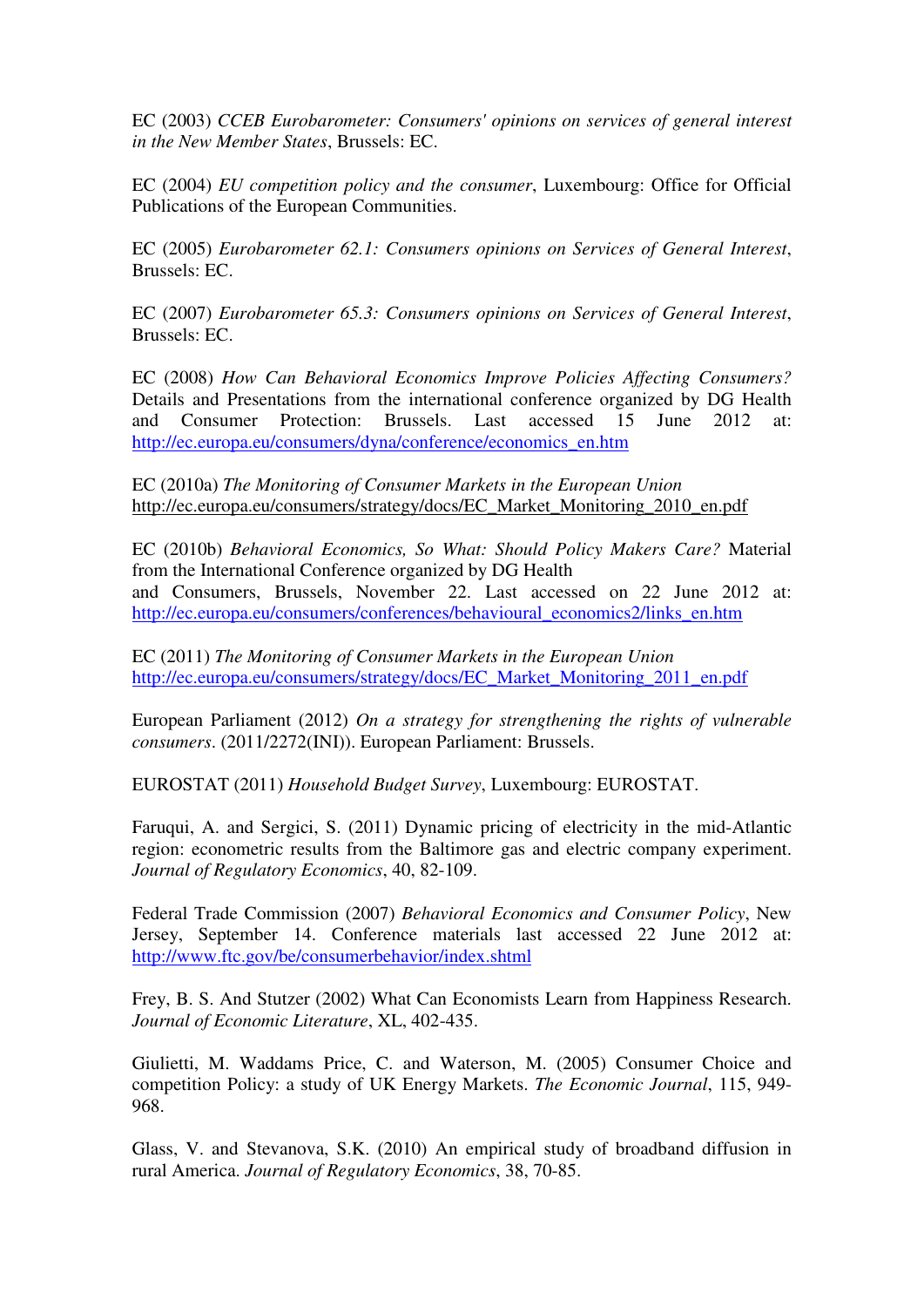EC (2003) *CCEB Eurobarometer: Consumers' opinions on services of general interest in the New Member States*, Brussels: EC.

EC (2004) *EU competition policy and the consumer*, Luxembourg: Office for Official Publications of the European Communities.

EC (2005) *Eurobarometer 62.1: Consumers opinions on Services of General Interest*, Brussels: EC.

EC (2007) *Eurobarometer 65.3: Consumers opinions on Services of General Interest*, Brussels: EC.

EC (2008) *How Can Behavioral Economics Improve Policies Affecting Consumers?* Details and Presentations from the international conference organized by DG Health and Consumer Protection: Brussels. Last accessed 15 June 2012 at: http://ec.europa.eu/consumers/dyna/conference/economics_en.htm

EC (2010a) *The Monitoring of Consumer Markets in the European Union* http://ec.europa.eu/consumers/strategy/docs/EC_Market_Monitoring_2010_en.pdf

EC (2010b) *Behavioral Economics, So What: Should Policy Makers Care?* Material from the International Conference organized by DG Health and Consumers, Brussels, November 22. Last accessed on 22 June 2012 at: http://ec.europa.eu/consumers/conferences/behavioural_economics2/links_en.htm

EC (2011) *The Monitoring of Consumer Markets in the European Union* http://ec.europa.eu/consumers/strategy/docs/EC_Market_Monitoring_2011_en.pdf

European Parliament (2012) *On a strategy for strengthening the rights of vulnerable consumers*. (2011/2272(INI)). European Parliament: Brussels.

EUROSTAT (2011) *Household Budget Survey*, Luxembourg: EUROSTAT.

Faruqui, A. and Sergici, S. (2011) Dynamic pricing of electricity in the mid-Atlantic region: econometric results from the Baltimore gas and electric company experiment. *Journal of Regulatory Economics*, 40, 82-109.

Federal Trade Commission (2007) *Behavioral Economics and Consumer Policy*, New Jersey, September 14. Conference materials last accessed 22 June 2012 at: http://www.ftc.gov/be/consumerbehavior/index.shtml

Frey, B. S. And Stutzer (2002) What Can Economists Learn from Happiness Research. *Journal of Economic Literature*, XL, 402-435.

Giulietti, M. Waddams Price, C. and Waterson, M. (2005) Consumer Choice and competition Policy: a study of UK Energy Markets. *The Economic Journal*, 115, 949-968.

Glass, V. and Stevanova, S.K. (2010) An empirical study of broadband diffusion in rural America. *Journal of Regulatory Economics*, 38, 70-85.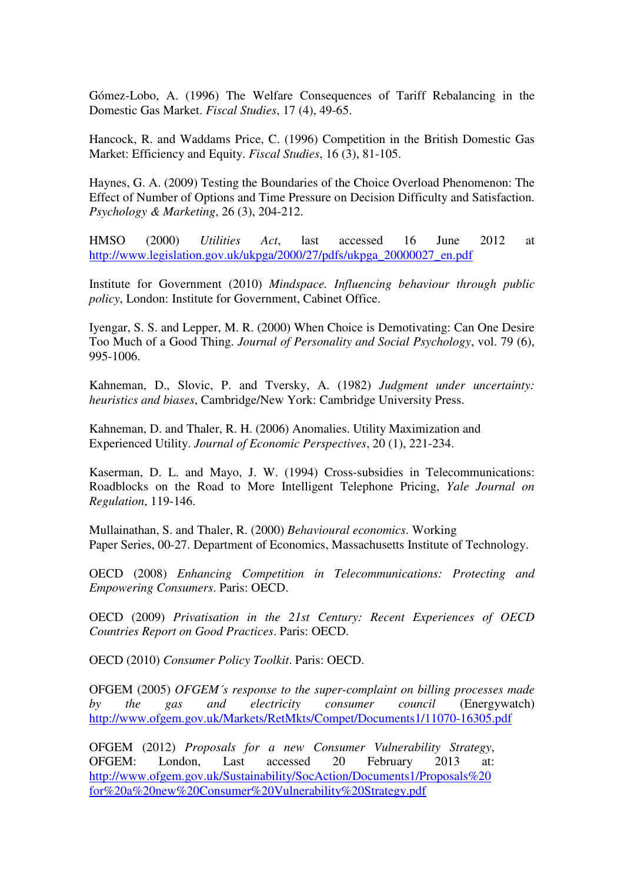Gómez-Lobo, A. (1996) The Welfare Consequences of Tariff Rebalancing in the Domestic Gas Market. *Fiscal Studies*, 17 (4), 49-65.

Hancock, R. and Waddams Price, C. (1996) Competition in the British Domestic Gas Market: Efficiency and Equity. *Fiscal Studies*, 16 (3), 81-105.

Haynes, G. A. (2009) Testing the Boundaries of the Choice Overload Phenomenon: The Effect of Number of Options and Time Pressure on Decision Difficulty and Satisfaction. *Psychology & Marketing*, 26 (3), 204-212.

HMSO (2000) *Utilities Act*, last accessed 16 June 2012 at http://www.legislation.gov.uk/ukpga/2000/27/pdfs/ukpga_20000027_en.pdf

Institute for Government (2010) *Mindspace. Influencing behaviour through public policy*, London: Institute for Government, Cabinet Office.

Iyengar, S. S. and Lepper, M. R. (2000) When Choice is Demotivating: Can One Desire Too Much of a Good Thing. *Journal of Personality and Social Psychology*, vol. 79 (6), 995-1006.

Kahneman, D., Slovic, P. and Tversky, A. (1982) *Judgment under uncertainty: heuristics and biases*, Cambridge/New York: Cambridge University Press.

Kahneman, D. and Thaler, R. H. (2006) Anomalies. Utility Maximization and Experienced Utility. *Journal of Economic Perspectives*, 20 (1), 221-234.

Kaserman, D. L. and Mayo, J. W. (1994) Cross-subsidies in Telecommunications: Roadblocks on the Road to More Intelligent Telephone Pricing, *Yale Journal on Regulation*, 119-146.

Mullainathan, S. and Thaler, R. (2000) *Behavioural economics*. Working Paper Series, 00-27. Department of Economics, Massachusetts Institute of Technology.

OECD (2008) *Enhancing Competition in Telecommunications: Protecting and Empowering Consumers*. Paris: OECD.

OECD (2009) *Privatisation in the 21st Century: Recent Experiences of OECD Countries Report on Good Practices*. Paris: OECD.

OECD (2010) *Consumer Policy Toolkit*. Paris: OECD.

OFGEM (2005) *OFGEM´s response to the super-complaint on billing processes made by the gas and electricity consumer council* (Energywatch) http://www.ofgem.gov.uk/Markets/RetMkts/Compet/Documents1/11070-16305.pdf

OFGEM (2012) *Proposals for a new Consumer Vulnerability Strategy*, OFGEM: London, Last accessed 20 February 2013 at: http://www.ofgem.gov.uk/Sustainability/SocAction/Documents1/Proposals%20for%20a%20new%20Consumer%20Vulnerability%20Strategy.pdf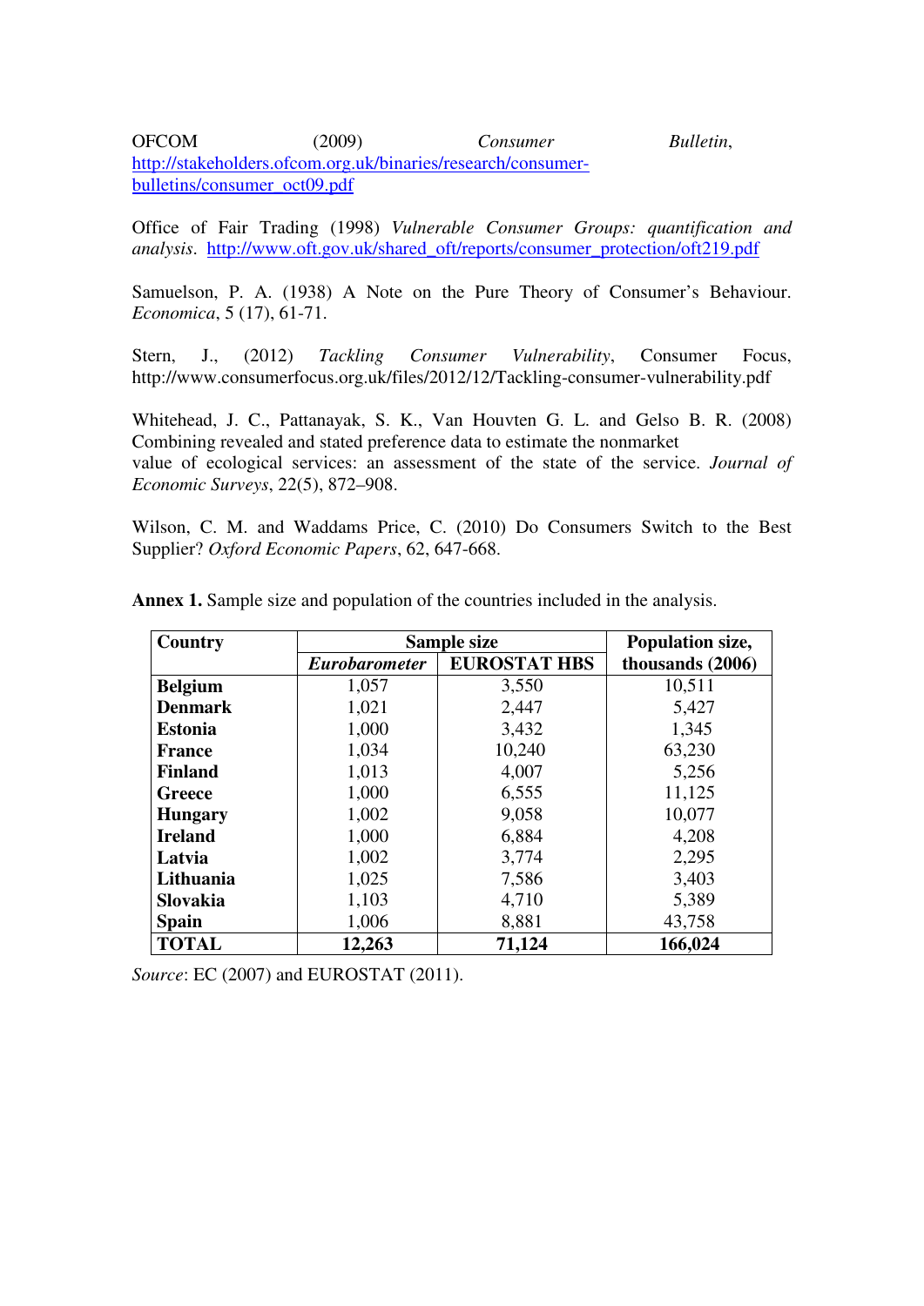OFCOM (2009) *Consumer Bulletin*, http://stakeholders.ofcom.org.uk/binaries/research/consumer-bulletins/consumer_oct09.pdf

Office of Fair Trading (1998) *Vulnerable Consumer Groups: quantification and analysis*. http://www.oft.gov.uk/shared_oft/reports/consumer_protection/oft219.pdf

Samuelson, P. A. (1938) A Note on the Pure Theory of Consumer's Behaviour. *Economica*, 5 (17), 61-71.

Stern, J., (2012) *Tackling Consumer Vulnerability*, Consumer Focus, http://www.consumerfocus.org.uk/files/2012/12/Tackling-consumer-vulnerability.pdf

Whitehead, J. C., Pattanayak, S. K., Van Houvten G. L. and Gelso B. R. (2008) Combining revealed and stated preference data to estimate the nonmarket value of ecological services: an assessment of the state of the service. *Journal of Economic Surveys*, 22(5), 872–908.

Wilson, C. M. and Waddams Price, C. (2010) Do Consumers Switch to the Best Supplier? *Oxford Economic Papers*, 62, 647-668.

**Annex 1.** Sample size and population of the countries included in the analysis.

| **Country** | **Sample size** | | **Population size, thousands (2006)** |
|---|---|---|---|
| | ***Eurobarometer*** | **EUROSTAT HBS** | |
| **Belgium** | 1,057 | 3,550 | 10,511 |
| **Denmark** | 1,021 | 2,447 | 5,427 |
| **Estonia** | 1,000 | 3,432 | 1,345 |
| **France** | 1,034 | 10,240 | 63,230 |
| **Finland** | 1,013 | 4,007 | 5,256 |
| **Greece** | 1,000 | 6,555 | 11,125 |
| **Hungary** | 1,002 | 9,058 | 10,077 |
| **Ireland** | 1,000 | 6,884 | 4,208 |
| **Latvia** | 1,002 | 3,774 | 2,295 |
| **Lithuania** | 1,025 | 7,586 | 3,403 |
| **Slovakia** | 1,103 | 4,710 | 5,389 |
| **Spain** | 1,006 | 8,881 | 43,758 |
| **TOTAL** | **12,263** | **71,124** | **166,024** |

*Source*: EC (2007) and EUROSTAT (2011).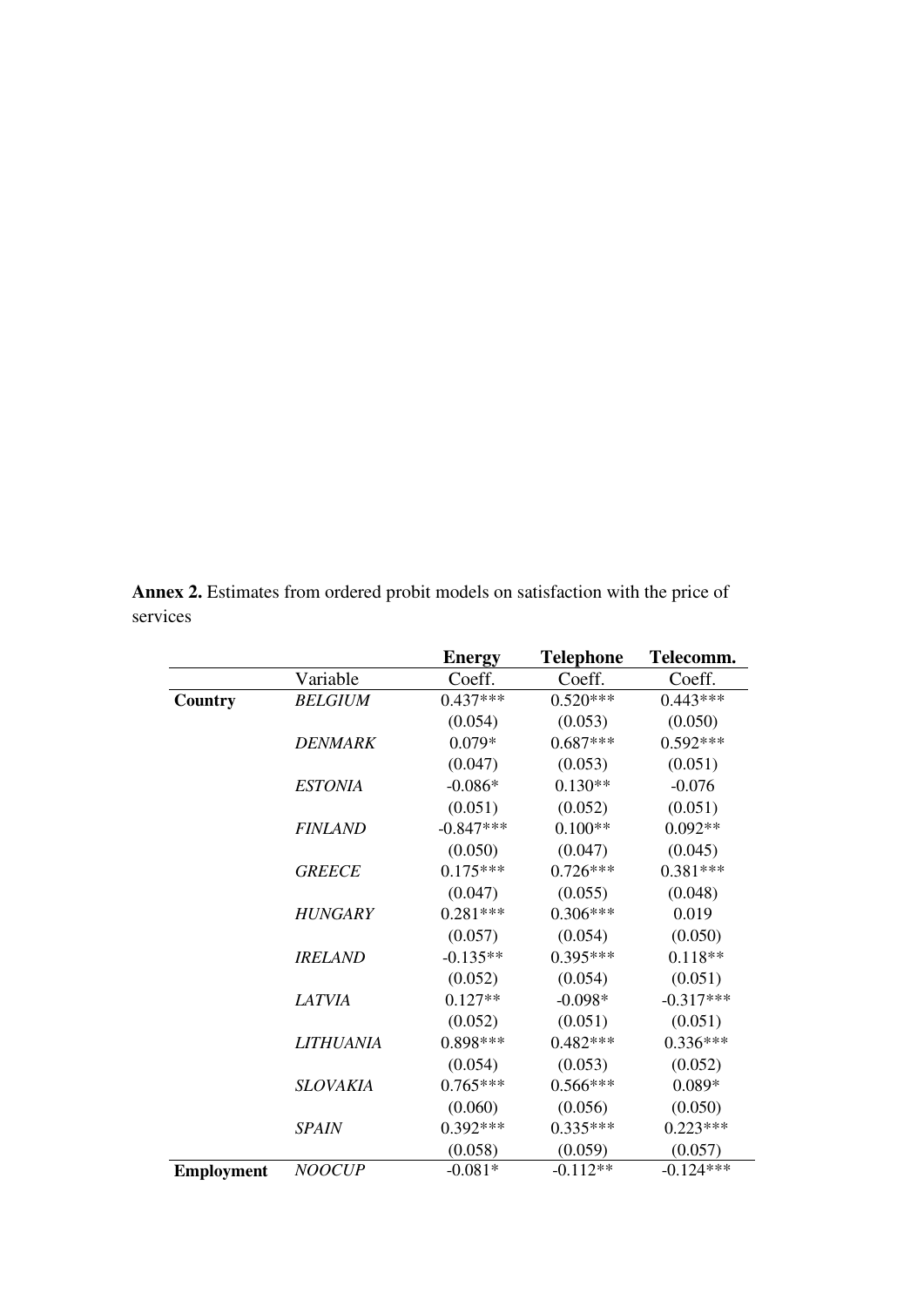**Annex 2.** Estimates from ordered probit models on satisfaction with the price of services

| | | **Energy** | **Telephone** | **Telecomm.** |
|---|---|---|---|---|
| | Variable | Coeff. | Coeff. | Coeff. |
| **Country** | *BELGIUM* | 0.437*** | 0.520*** | 0.443*** |
| | | (0.054) | (0.053) | (0.050) |
| | *DENMARK* | 0.079* | 0.687*** | 0.592*** |
| | | (0.047) | (0.053) | (0.051) |
| | *ESTONIA* | -0.086* | 0.130** | -0.076 |
| | | (0.051) | (0.052) | (0.051) |
| | *FINLAND* | -0.847*** | 0.100** | 0.092** |
| | | (0.050) | (0.047) | (0.045) |
| | *GREECE* | 0.175*** | 0.726*** | 0.381*** |
| | | (0.047) | (0.055) | (0.048) |
| | *HUNGARY* | 0.281*** | 0.306*** | 0.019 |
| | | (0.057) | (0.054) | (0.050) |
| | *IRELAND* | -0.135** | 0.395*** | 0.118** |
| | | (0.052) | (0.054) | (0.051) |
| | *LATVIA* | 0.127** | -0.098* | -0.317*** |
| | | (0.052) | (0.051) | (0.051) |
| | *LITHUANIA* | 0.898*** | 0.482*** | 0.336*** |
| | | (0.054) | (0.053) | (0.052) |
| | *SLOVAKIA* | 0.765*** | 0.566*** | 0.089* |
| | | (0.060) | (0.056) | (0.050) |
| | *SPAIN* | 0.392*** | 0.335*** | 0.223*** |
| | | (0.058) | (0.059) | (0.057) |
| **Employment** | *NOOCUP* | -0.081* | -0.112** | -0.124*** |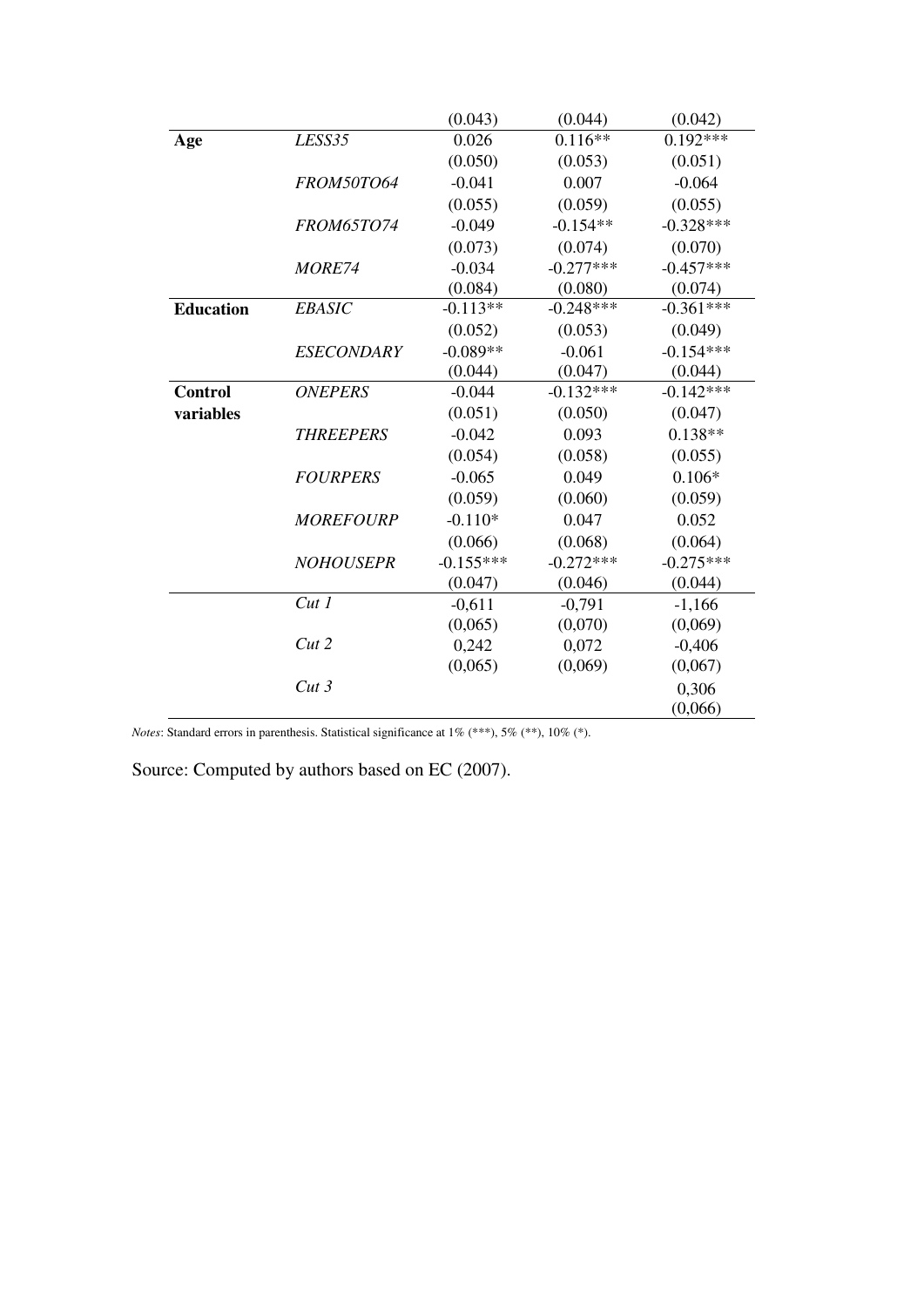| | | | | |
|---|---|---|---|---|
| | | (0.043) | (0.044) | (0.042) |
| **Age** | *LESS35* | 0.026 | 0.116** | 0.192*** |
| | | (0.050) | (0.053) | (0.051) |
| | *FROM50TO64* | -0.041 | 0.007 | -0.064 |
| | | (0.055) | (0.059) | (0.055) |
| | *FROM65TO74* | -0.049 | -0.154** | -0.328*** |
| | | (0.073) | (0.074) | (0.070) |
| | *MORE74* | -0.034 | -0.277*** | -0.457*** |
| | | (0.084) | (0.080) | (0.074) |
| **Education** | *EBASIC* | -0.113** | -0.248*** | -0.361*** |
| | | (0.052) | (0.053) | (0.049) |
| | *ESECONDARY* | -0.089** | -0.061 | -0.154*** |
| | | (0.044) | (0.047) | (0.044) |
| **Control variables** | *ONEPERS* | -0.044 | -0.132*** | -0.142*** |
| | | (0.051) | (0.050) | (0.047) |
| | *THREEPERS* | -0.042 | 0.093 | 0.138** |
| | | (0.054) | (0.058) | (0.055) |
| | *FOURPERS* | -0.065 | 0.049 | 0.106* |
| | | (0.059) | (0.060) | (0.059) |
| | *MOREFOURP* | -0.110* | 0.047 | 0.052 |
| | | (0.066) | (0.068) | (0.064) |
| | *NOHOUSEPR* | -0.155*** | -0.272*** | -0.275*** |
| | | (0.047) | (0.046) | (0.044) |
| | *Cut 1* | -0,611 | -0,791 | -1,166 |
| | | (0,065) | (0,070) | (0,069) |
| | *Cut 2* | 0,242 | 0,072 | -0,406 |
| | | (0,065) | (0,069) | (0,067) |
| | *Cut 3* | | | 0,306 |
| | | | | (0,066) |

*Notes*: Standard errors in parenthesis. Statistical significance at 1% (***), 5% (**), 10% (*).

Source: Computed by authors based on EC (2007).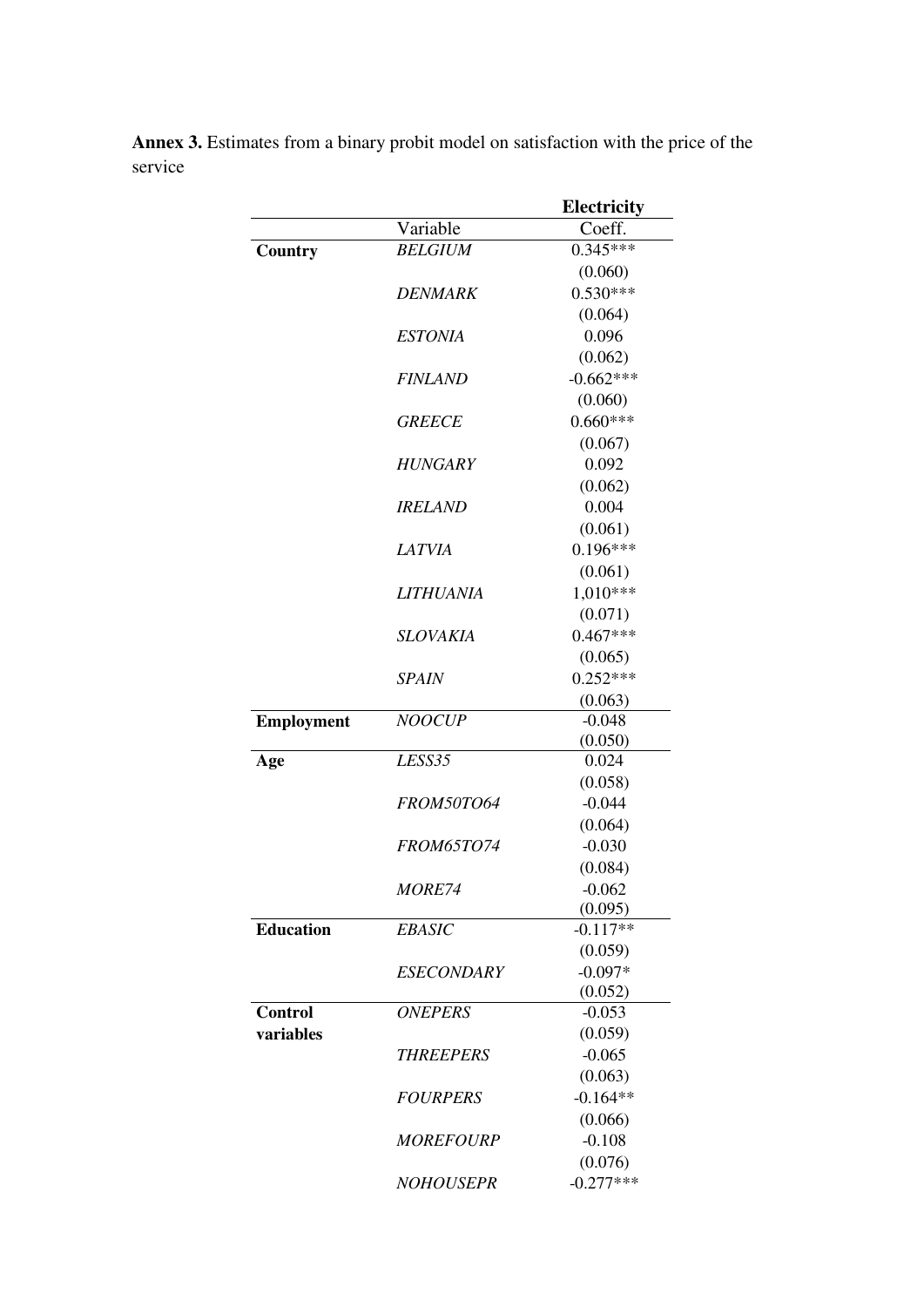**Annex 3.** Estimates from a binary probit model on satisfaction with the price of the service

| | | **Electricity** |
|---|---|---|
| | Variable | Coeff. |
| **Country** | *BELGIUM* | 0.345*** |
| | | (0.060) |
| | *DENMARK* | 0.530*** |
| | | (0.064) |
| | *ESTONIA* | 0.096 |
| | | (0.062) |
| | *FINLAND* | -0.662*** |
| | | (0.060) |
| | *GREECE* | 0.660*** |
| | | (0.067) |
| | *HUNGARY* | 0.092 |
| | | (0.062) |
| | *IRELAND* | 0.004 |
| | | (0.061) |
| | *LATVIA* | 0.196*** |
| | | (0.061) |
| | *LITHUANIA* | 1,010*** |
| | | (0.071) |
| | *SLOVAKIA* | 0.467*** |
| | | (0.065) |
| | *SPAIN* | 0.252*** |
| | | (0.063) |
| **Employment** | *NOOCUP* | -0.048 |
| | | (0.050) |
| **Age** | *LESS35* | 0.024 |
| | | (0.058) |
| | *FROM50TO64* | -0.044 |
| | | (0.064) |
| | *FROM65TO74* | -0.030 |
| | | (0.084) |
| | *MORE74* | -0.062 |
| | | (0.095) |
| **Education** | *EBASIC* | -0.117** |
| | | (0.059) |
| | *ESECONDARY* | -0.097* |
| | | (0.052) |
| **Control variables** | *ONEPERS* | -0.053 |
| | | (0.059) |
| | *THREEPERS* | -0.065 |
| | | (0.063) |
| | *FOURPERS* | -0.164** |
| | | (0.066) |
| | *MOREFOURP* | -0.108 |
| | | (0.076) |
| | *NOHOUSEPR* | -0.277*** |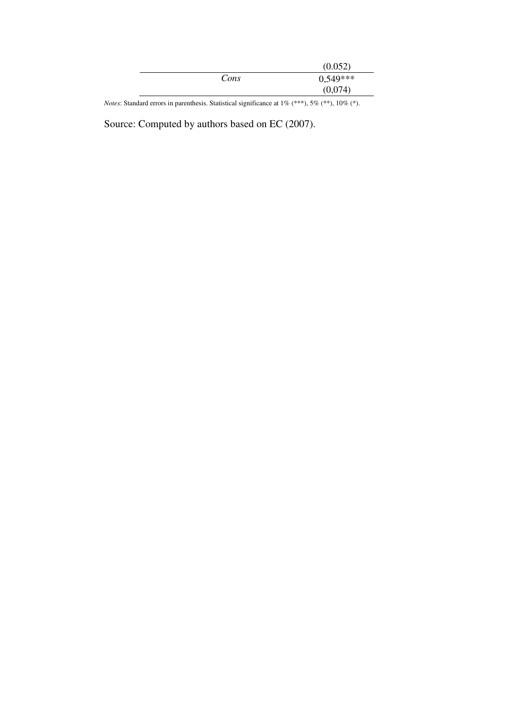| | |
|---|---|
| | (0.052) |
| *Cons* | 0,549*** |
| | (0,074) |

*Notes*: Standard errors in parenthesis. Statistical significance at 1% (***), 5% (**), 10% (*).

Source: Computed by authors based on EC (2007).